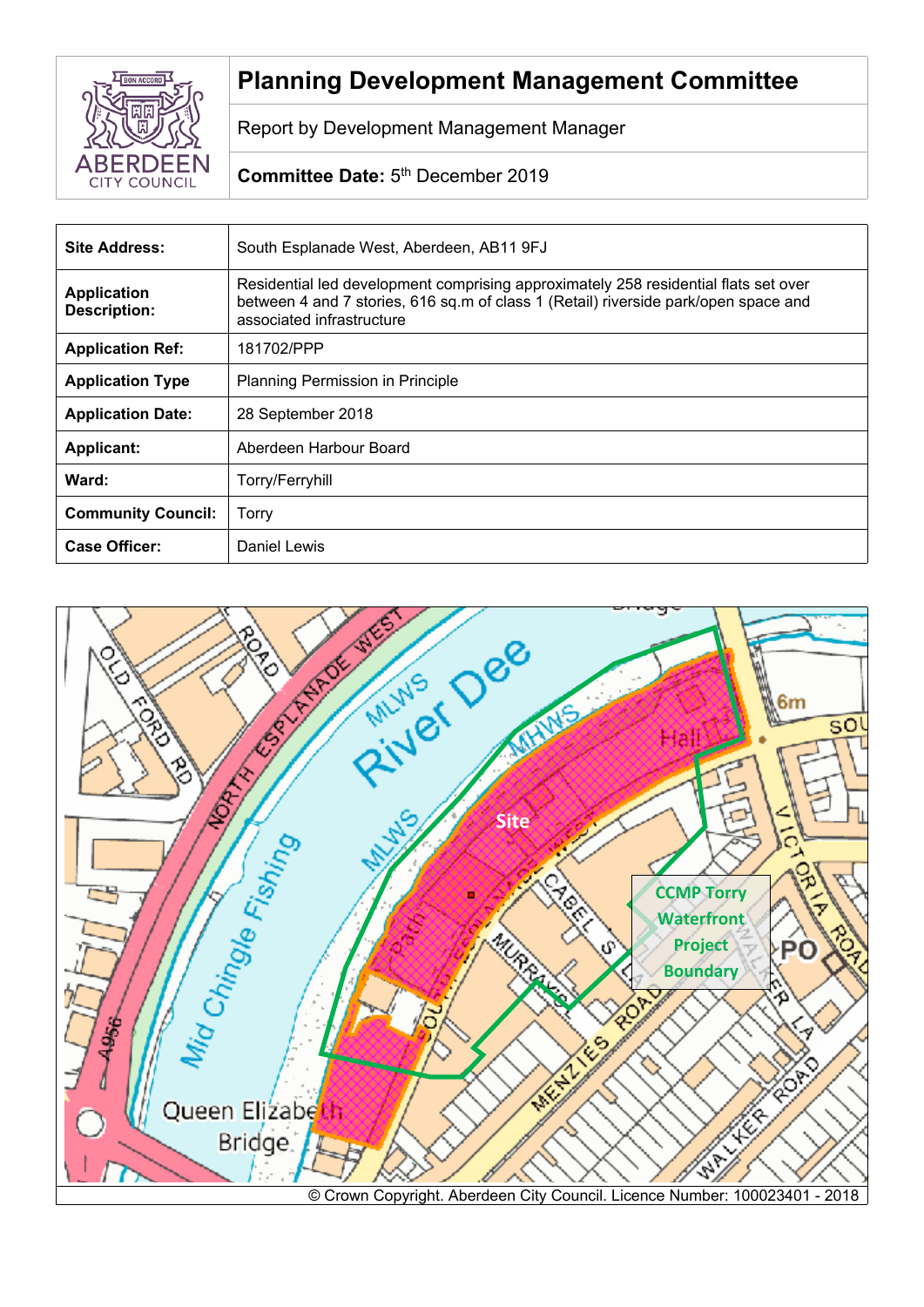# Planning Development Management Committee

Report by Development Management Manager

**Committee Date:** 5th December 2019

| | |
|---|---|
| **Site Address:** | South Esplanade West, Aberdeen, AB11 9FJ |
| **Application Description:** | Residential led development comprising approximately 258 residential flats set over between 4 and 7 stories, 616 sq.m of class 1 (Retail) riverside park/open space and associated infrastructure |
| **Application Ref:** | 181702/PPP |
| **Application Type** | Planning Permission in Principle |
| **Application Date:** | 28 September 2018 |
| **Applicant:** | Aberdeen Harbour Board |
| **Ward:** | Torry/Ferryhill |
| **Community Council:** | Torry |
| **Case Officer:** | Daniel Lewis |

© Crown Copyright. Aberdeen City Council. Licence Number: 100023401 - 2018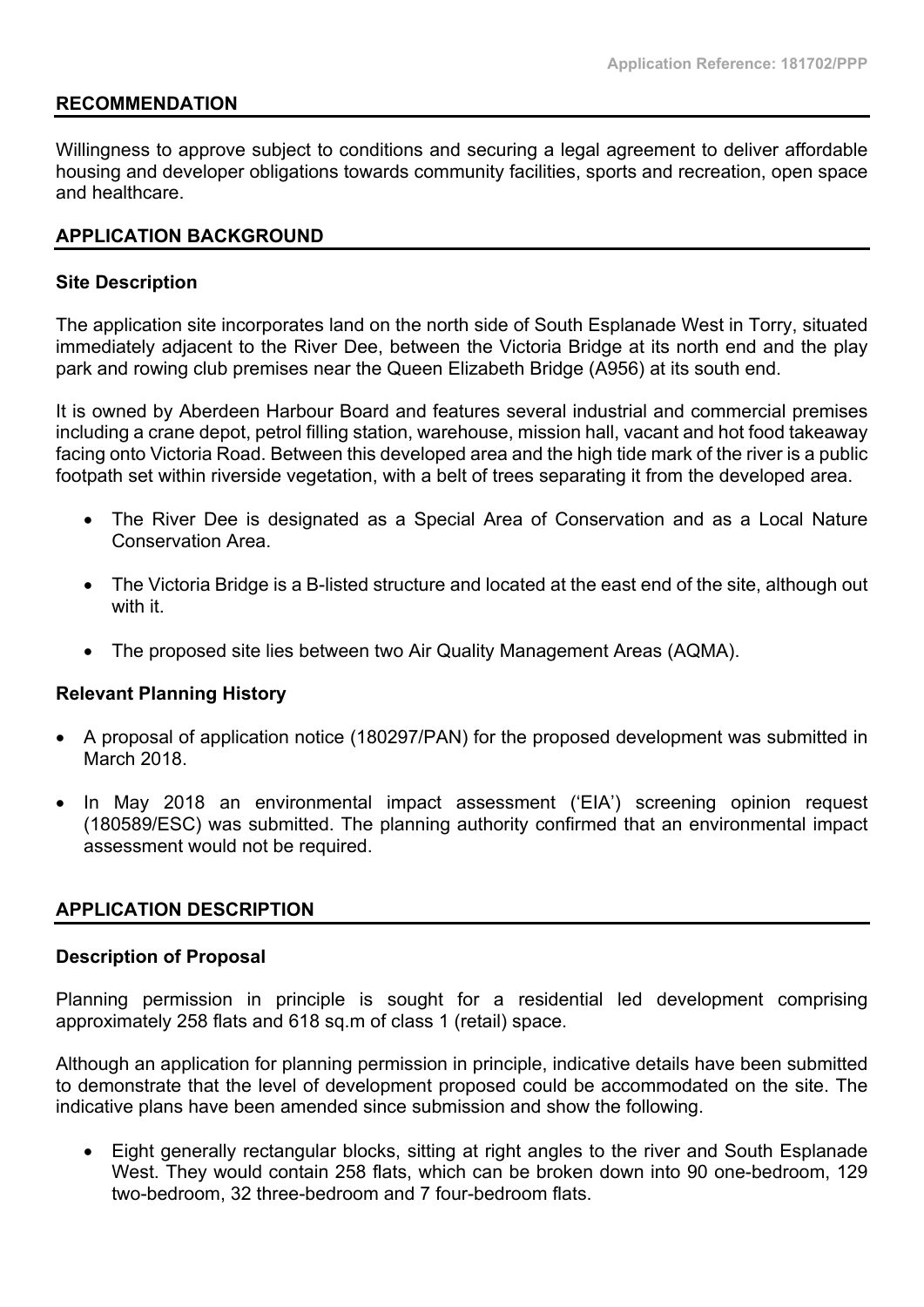## RECOMMENDATION

Willingness to approve subject to conditions and securing a legal agreement to deliver affordable housing and developer obligations towards community facilities, sports and recreation, open space and healthcare.

## APPLICATION BACKGROUND

### Site Description

The application site incorporates land on the north side of South Esplanade West in Torry, situated immediately adjacent to the River Dee, between the Victoria Bridge at its north end and the play park and rowing club premises near the Queen Elizabeth Bridge (A956) at its south end.

It is owned by Aberdeen Harbour Board and features several industrial and commercial premises including a crane depot, petrol filling station, warehouse, mission hall, vacant and hot food takeaway facing onto Victoria Road. Between this developed area and the high tide mark of the river is a public footpath set within riverside vegetation, with a belt of trees separating it from the developed area.

- The River Dee is designated as a Special Area of Conservation and as a Local Nature Conservation Area.
- The Victoria Bridge is a B-listed structure and located at the east end of the site, although out with it.
- The proposed site lies between two Air Quality Management Areas (AQMA).

### Relevant Planning History

- A proposal of application notice (180297/PAN) for the proposed development was submitted in March 2018.
- In May 2018 an environmental impact assessment ('EIA') screening opinion request (180589/ESC) was submitted. The planning authority confirmed that an environmental impact assessment would not be required.

## APPLICATION DESCRIPTION

### Description of Proposal

Planning permission in principle is sought for a residential led development comprising approximately 258 flats and 618 sq.m of class 1 (retail) space.

Although an application for planning permission in principle, indicative details have been submitted to demonstrate that the level of development proposed could be accommodated on the site. The indicative plans have been amended since submission and show the following.

- Eight generally rectangular blocks, sitting at right angles to the river and South Esplanade West. They would contain 258 flats, which can be broken down into 90 one-bedroom, 129 two-bedroom, 32 three-bedroom and 7 four-bedroom flats.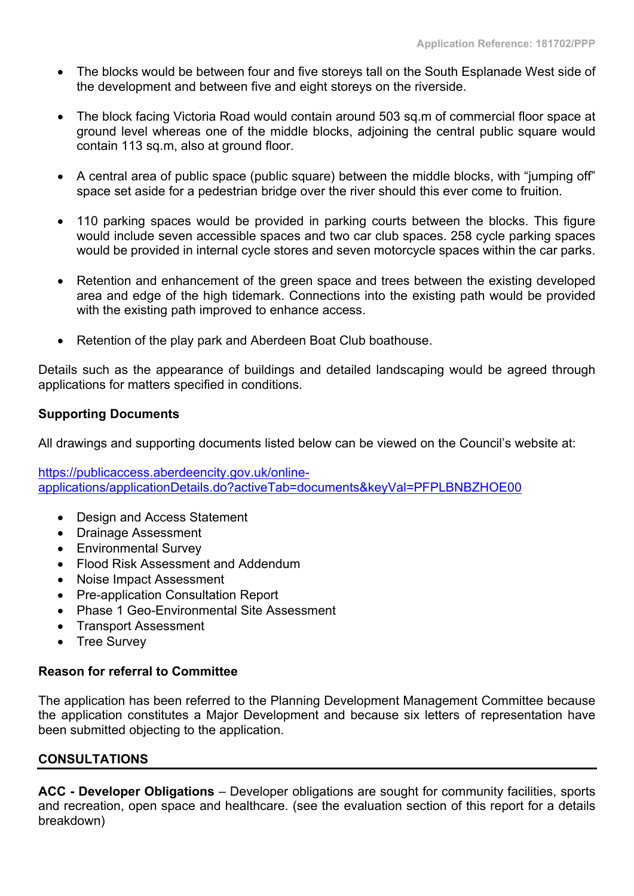- The blocks would be between four and five storeys tall on the South Esplanade West side of the development and between five and eight storeys on the riverside.
- The block facing Victoria Road would contain around 503 sq.m of commercial floor space at ground level whereas one of the middle blocks, adjoining the central public square would contain 113 sq.m, also at ground floor.
- A central area of public space (public square) between the middle blocks, with "jumping off" space set aside for a pedestrian bridge over the river should this ever come to fruition.
- 110 parking spaces would be provided in parking courts between the blocks. This figure would include seven accessible spaces and two car club spaces. 258 cycle parking spaces would be provided in internal cycle stores and seven motorcycle spaces within the car parks.
- Retention and enhancement of the green space and trees between the existing developed area and edge of the high tidemark. Connections into the existing path would be provided with the existing path improved to enhance access.
- Retention of the play park and Aberdeen Boat Club boathouse.

Details such as the appearance of buildings and detailed landscaping would be agreed through applications for matters specified in conditions.

**Supporting Documents**

All drawings and supporting documents listed below can be viewed on the Council's website at:

https://publicaccess.aberdeencity.gov.uk/online-applications/applicationDetails.do?activeTab=documents&keyVal=PFPLBNBZHOE00

- Design and Access Statement
- Drainage Assessment
- Environmental Survey
- Flood Risk Assessment and Addendum
- Noise Impact Assessment
- Pre-application Consultation Report
- Phase 1 Geo-Environmental Site Assessment
- Transport Assessment
- Tree Survey

**Reason for referral to Committee**

The application has been referred to the Planning Development Management Committee because the application constitutes a Major Development and because six letters of representation have been submitted objecting to the application.

## CONSULTATIONS

**ACC - Developer Obligations** – Developer obligations are sought for community facilities, sports and recreation, open space and healthcare. (see the evaluation section of this report for a details breakdown)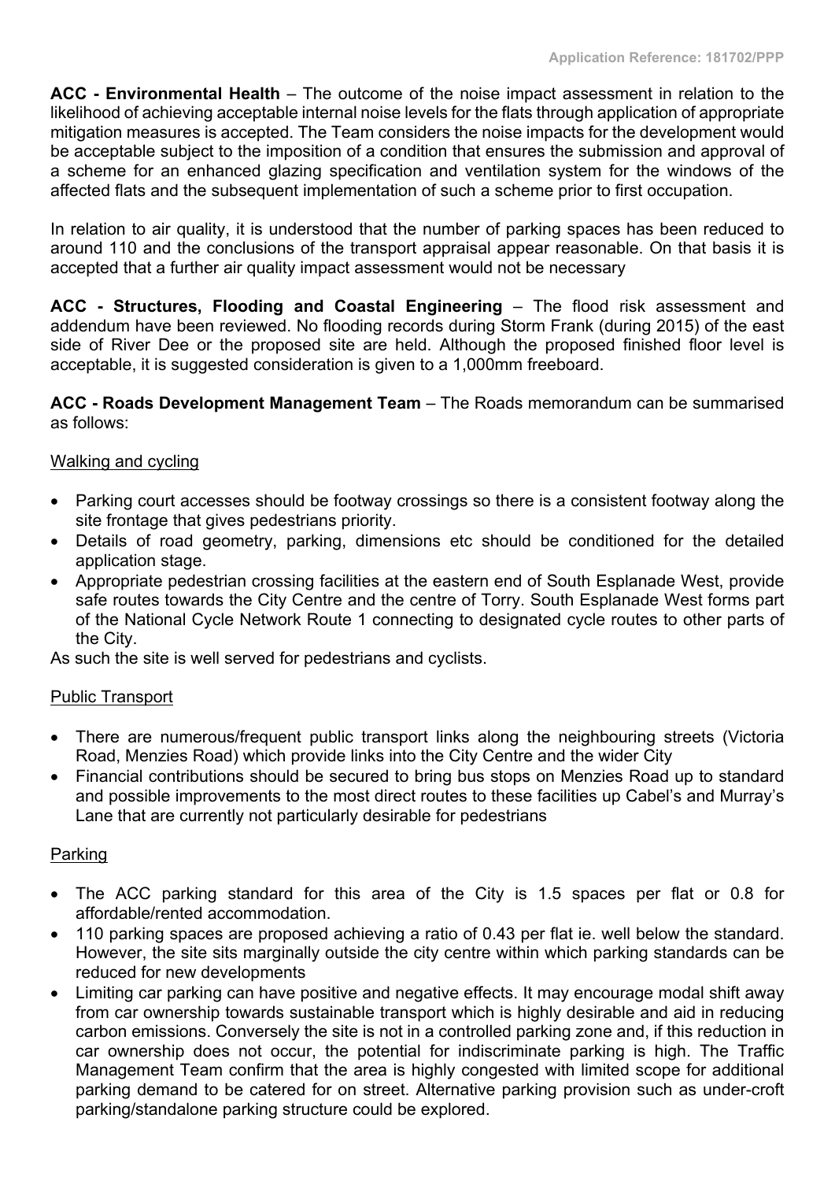**ACC - Environmental Health** – The outcome of the noise impact assessment in relation to the likelihood of achieving acceptable internal noise levels for the flats through application of appropriate mitigation measures is accepted. The Team considers the noise impacts for the development would be acceptable subject to the imposition of a condition that ensures the submission and approval of a scheme for an enhanced glazing specification and ventilation system for the windows of the affected flats and the subsequent implementation of such a scheme prior to first occupation.

In relation to air quality, it is understood that the number of parking spaces has been reduced to around 110 and the conclusions of the transport appraisal appear reasonable. On that basis it is accepted that a further air quality impact assessment would not be necessary

**ACC - Structures, Flooding and Coastal Engineering** – The flood risk assessment and addendum have been reviewed. No flooding records during Storm Frank (during 2015) of the east side of River Dee or the proposed site are held. Although the proposed finished floor level is acceptable, it is suggested consideration is given to a 1,000mm freeboard.

**ACC - Roads Development Management Team** – The Roads memorandum can be summarised as follows:

Walking and cycling

- Parking court accesses should be footway crossings so there is a consistent footway along the site frontage that gives pedestrians priority.
- Details of road geometry, parking, dimensions etc should be conditioned for the detailed application stage.
- Appropriate pedestrian crossing facilities at the eastern end of South Esplanade West, provide safe routes towards the City Centre and the centre of Torry. South Esplanade West forms part of the National Cycle Network Route 1 connecting to designated cycle routes to other parts of the City.

As such the site is well served for pedestrians and cyclists.

Public Transport

- There are numerous/frequent public transport links along the neighbouring streets (Victoria Road, Menzies Road) which provide links into the City Centre and the wider City
- Financial contributions should be secured to bring bus stops on Menzies Road up to standard and possible improvements to the most direct routes to these facilities up Cabel's and Murray's Lane that are currently not particularly desirable for pedestrians

Parking

- The ACC parking standard for this area of the City is 1.5 spaces per flat or 0.8 for affordable/rented accommodation.
- 110 parking spaces are proposed achieving a ratio of 0.43 per flat ie. well below the standard. However, the site sits marginally outside the city centre within which parking standards can be reduced for new developments
- Limiting car parking can have positive and negative effects. It may encourage modal shift away from car ownership towards sustainable transport which is highly desirable and aid in reducing carbon emissions. Conversely the site is not in a controlled parking zone and, if this reduction in car ownership does not occur, the potential for indiscriminate parking is high. The Traffic Management Team confirm that the area is highly congested with limited scope for additional parking demand to be catered for on street. Alternative parking provision such as under-croft parking/standalone parking structure could be explored.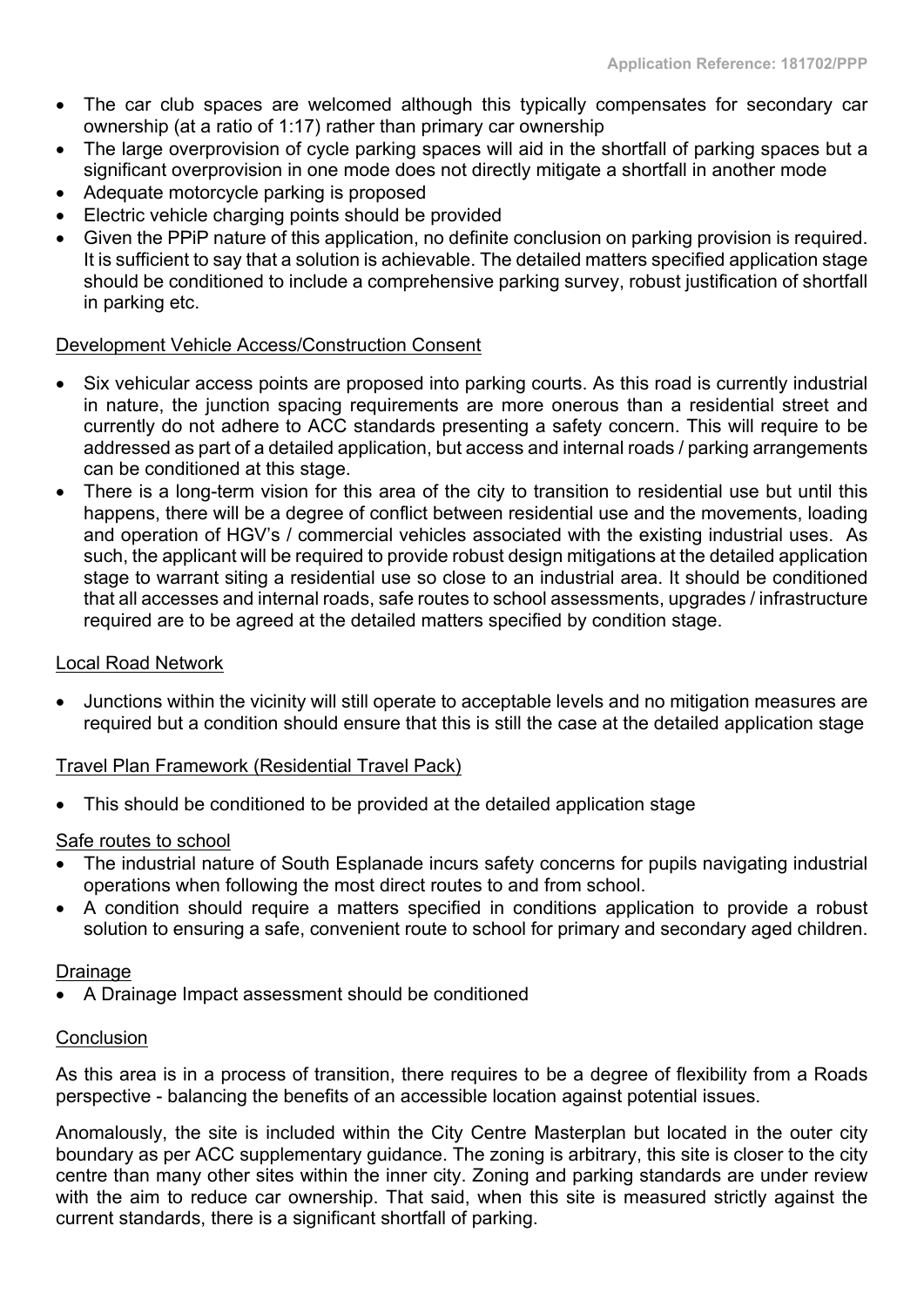- The car club spaces are welcomed although this typically compensates for secondary car ownership (at a ratio of 1:17) rather than primary car ownership
- The large overprovision of cycle parking spaces will aid in the shortfall of parking spaces but a significant overprovision in one mode does not directly mitigate a shortfall in another mode
- Adequate motorcycle parking is proposed
- Electric vehicle charging points should be provided
- Given the PPiP nature of this application, no definite conclusion on parking provision is required. It is sufficient to say that a solution is achievable. The detailed matters specified application stage should be conditioned to include a comprehensive parking survey, robust justification of shortfall in parking etc.

Development Vehicle Access/Construction Consent

- Six vehicular access points are proposed into parking courts. As this road is currently industrial in nature, the junction spacing requirements are more onerous than a residential street and currently do not adhere to ACC standards presenting a safety concern. This will require to be addressed as part of a detailed application, but access and internal roads / parking arrangements can be conditioned at this stage.
- There is a long-term vision for this area of the city to transition to residential use but until this happens, there will be a degree of conflict between residential use and the movements, loading and operation of HGV's / commercial vehicles associated with the existing industrial uses. As such, the applicant will be required to provide robust design mitigations at the detailed application stage to warrant siting a residential use so close to an industrial area. It should be conditioned that all accesses and internal roads, safe routes to school assessments, upgrades / infrastructure required are to be agreed at the detailed matters specified by condition stage.

Local Road Network

- Junctions within the vicinity will still operate to acceptable levels and no mitigation measures are required but a condition should ensure that this is still the case at the detailed application stage

Travel Plan Framework (Residential Travel Pack)

- This should be conditioned to be provided at the detailed application stage

Safe routes to school

- The industrial nature of South Esplanade incurs safety concerns for pupils navigating industrial operations when following the most direct routes to and from school.
- A condition should require a matters specified in conditions application to provide a robust solution to ensuring a safe, convenient route to school for primary and secondary aged children.

Drainage

- A Drainage Impact assessment should be conditioned

Conclusion

As this area is in a process of transition, there requires to be a degree of flexibility from a Roads perspective - balancing the benefits of an accessible location against potential issues.

Anomalously, the site is included within the City Centre Masterplan but located in the outer city boundary as per ACC supplementary guidance. The zoning is arbitrary, this site is closer to the city centre than many other sites within the inner city. Zoning and parking standards are under review with the aim to reduce car ownership. That said, when this site is measured strictly against the current standards, there is a significant shortfall of parking.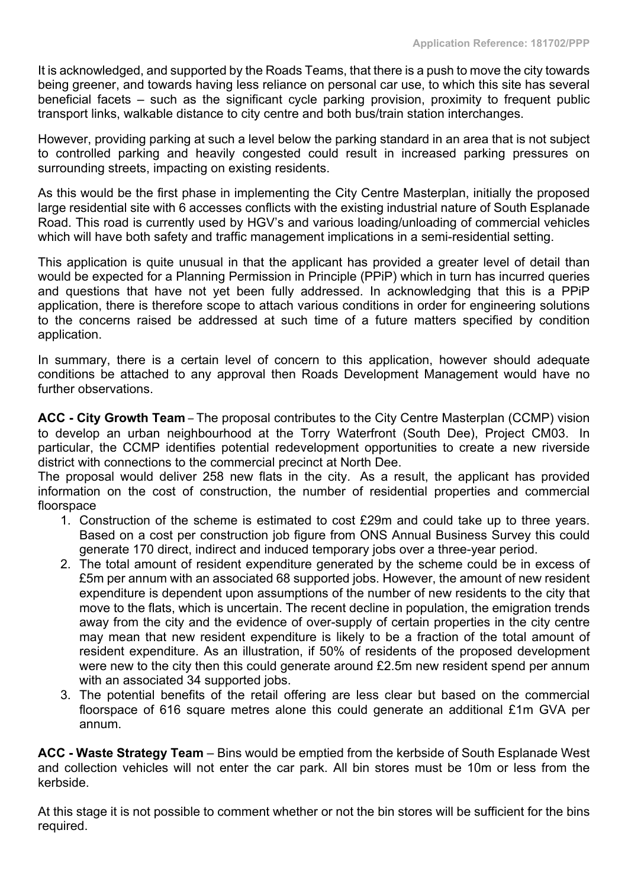It is acknowledged, and supported by the Roads Teams, that there is a push to move the city towards being greener, and towards having less reliance on personal car use, to which this site has several beneficial facets – such as the significant cycle parking provision, proximity to frequent public transport links, walkable distance to city centre and both bus/train station interchanges.

However, providing parking at such a level below the parking standard in an area that is not subject to controlled parking and heavily congested could result in increased parking pressures on surrounding streets, impacting on existing residents.

As this would be the first phase in implementing the City Centre Masterplan, initially the proposed large residential site with 6 accesses conflicts with the existing industrial nature of South Esplanade Road. This road is currently used by HGV's and various loading/unloading of commercial vehicles which will have both safety and traffic management implications in a semi-residential setting.

This application is quite unusual in that the applicant has provided a greater level of detail than would be expected for a Planning Permission in Principle (PPiP) which in turn has incurred queries and questions that have not yet been fully addressed. In acknowledging that this is a PPiP application, there is therefore scope to attach various conditions in order for engineering solutions to the concerns raised be addressed at such time of a future matters specified by condition application.

In summary, there is a certain level of concern to this application, however should adequate conditions be attached to any approval then Roads Development Management would have no further observations.

**ACC - City Growth Team** – The proposal contributes to the City Centre Masterplan (CCMP) vision to develop an urban neighbourhood at the Torry Waterfront (South Dee), Project CM03. In particular, the CCMP identifies potential redevelopment opportunities to create a new riverside district with connections to the commercial precinct at North Dee.
The proposal would deliver 258 new flats in the city. As a result, the applicant has provided information on the cost of construction, the number of residential properties and commercial floorspace

1. Construction of the scheme is estimated to cost £29m and could take up to three years. Based on a cost per construction job figure from ONS Annual Business Survey this could generate 170 direct, indirect and induced temporary jobs over a three-year period.
2. The total amount of resident expenditure generated by the scheme could be in excess of £5m per annum with an associated 68 supported jobs. However, the amount of new resident expenditure is dependent upon assumptions of the number of new residents to the city that move to the flats, which is uncertain. The recent decline in population, the emigration trends away from the city and the evidence of over-supply of certain properties in the city centre may mean that new resident expenditure is likely to be a fraction of the total amount of resident expenditure. As an illustration, if 50% of residents of the proposed development were new to the city then this could generate around £2.5m new resident spend per annum with an associated 34 supported jobs.
3. The potential benefits of the retail offering are less clear but based on the commercial floorspace of 616 square metres alone this could generate an additional £1m GVA per annum.

**ACC - Waste Strategy Team** – Bins would be emptied from the kerbside of South Esplanade West and collection vehicles will not enter the car park. All bin stores must be 10m or less from the kerbside.

At this stage it is not possible to comment whether or not the bin stores will be sufficient for the bins required.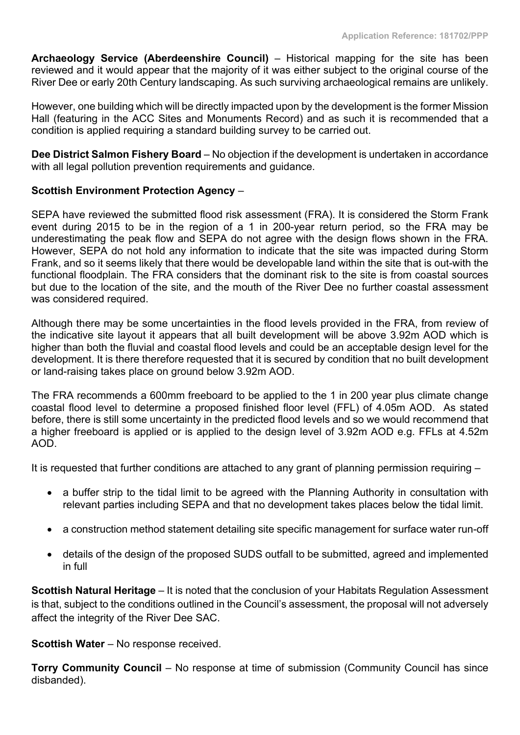**Archaeology Service (Aberdeenshire Council)** – Historical mapping for the site has been reviewed and it would appear that the majority of it was either subject to the original course of the River Dee or early 20th Century landscaping. As such surviving archaeological remains are unlikely.

However, one building which will be directly impacted upon by the development is the former Mission Hall (featuring in the ACC Sites and Monuments Record) and as such it is recommended that a condition is applied requiring a standard building survey to be carried out.

**Dee District Salmon Fishery Board** – No objection if the development is undertaken in accordance with all legal pollution prevention requirements and guidance.

**Scottish Environment Protection Agency** –

SEPA have reviewed the submitted flood risk assessment (FRA). It is considered the Storm Frank event during 2015 to be in the region of a 1 in 200-year return period, so the FRA may be underestimating the peak flow and SEPA do not agree with the design flows shown in the FRA. However, SEPA do not hold any information to indicate that the site was impacted during Storm Frank, and so it seems likely that there would be developable land within the site that is out-with the functional floodplain. The FRA considers that the dominant risk to the site is from coastal sources but due to the location of the site, and the mouth of the River Dee no further coastal assessment was considered required.

Although there may be some uncertainties in the flood levels provided in the FRA, from review of the indicative site layout it appears that all built development will be above 3.92m AOD which is higher than both the fluvial and coastal flood levels and could be an acceptable design level for the development. It is there therefore requested that it is secured by condition that no built development or land-raising takes place on ground below 3.92m AOD.

The FRA recommends a 600mm freeboard to be applied to the 1 in 200 year plus climate change coastal flood level to determine a proposed finished floor level (FFL) of 4.05m AOD. As stated before, there is still some uncertainty in the predicted flood levels and so we would recommend that a higher freeboard is applied or is applied to the design level of 3.92m AOD e.g. FFLs at 4.52m AOD.

It is requested that further conditions are attached to any grant of planning permission requiring –

- a buffer strip to the tidal limit to be agreed with the Planning Authority in consultation with relevant parties including SEPA and that no development takes places below the tidal limit.
- a construction method statement detailing site specific management for surface water run-off
- details of the design of the proposed SUDS outfall to be submitted, agreed and implemented in full

**Scottish Natural Heritage** – It is noted that the conclusion of your Habitats Regulation Assessment is that, subject to the conditions outlined in the Council's assessment, the proposal will not adversely affect the integrity of the River Dee SAC.

**Scottish Water** – No response received.

**Torry Community Council** – No response at time of submission (Community Council has since disbanded).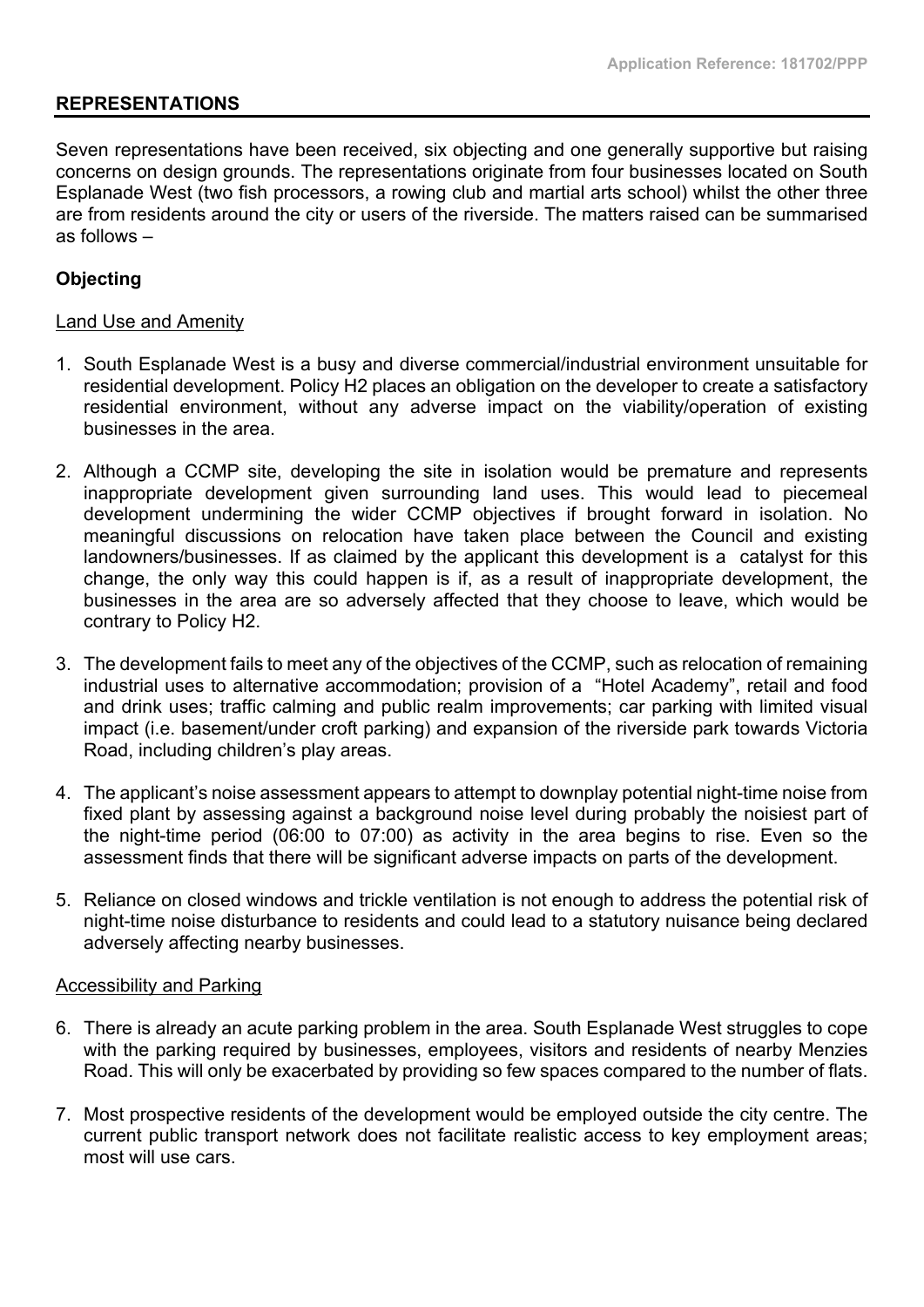## REPRESENTATIONS

Seven representations have been received, six objecting and one generally supportive but raising concerns on design grounds. The representations originate from four businesses located on South Esplanade West (two fish processors, a rowing club and martial arts school) whilst the other three are from residents around the city or users of the riverside. The matters raised can be summarised as follows –

### Objecting

Land Use and Amenity

1. South Esplanade West is a busy and diverse commercial/industrial environment unsuitable for residential development. Policy H2 places an obligation on the developer to create a satisfactory residential environment, without any adverse impact on the viability/operation of existing businesses in the area.

2. Although a CCMP site, developing the site in isolation would be premature and represents inappropriate development given surrounding land uses. This would lead to piecemeal development undermining the wider CCMP objectives if brought forward in isolation. No meaningful discussions on relocation have taken place between the Council and existing landowners/businesses. If as claimed by the applicant this development is a catalyst for this change, the only way this could happen is if, as a result of inappropriate development, the businesses in the area are so adversely affected that they choose to leave, which would be contrary to Policy H2.

3. The development fails to meet any of the objectives of the CCMP, such as relocation of remaining industrial uses to alternative accommodation; provision of a "Hotel Academy", retail and food and drink uses; traffic calming and public realm improvements; car parking with limited visual impact (i.e. basement/under croft parking) and expansion of the riverside park towards Victoria Road, including children's play areas.

4. The applicant's noise assessment appears to attempt to downplay potential night-time noise from fixed plant by assessing against a background noise level during probably the noisiest part of the night-time period (06:00 to 07:00) as activity in the area begins to rise. Even so the assessment finds that there will be significant adverse impacts on parts of the development.

5. Reliance on closed windows and trickle ventilation is not enough to address the potential risk of night-time noise disturbance to residents and could lead to a statutory nuisance being declared adversely affecting nearby businesses.

Accessibility and Parking

6. There is already an acute parking problem in the area. South Esplanade West struggles to cope with the parking required by businesses, employees, visitors and residents of nearby Menzies Road. This will only be exacerbated by providing so few spaces compared to the number of flats.

7. Most prospective residents of the development would be employed outside the city centre. The current public transport network does not facilitate realistic access to key employment areas; most will use cars.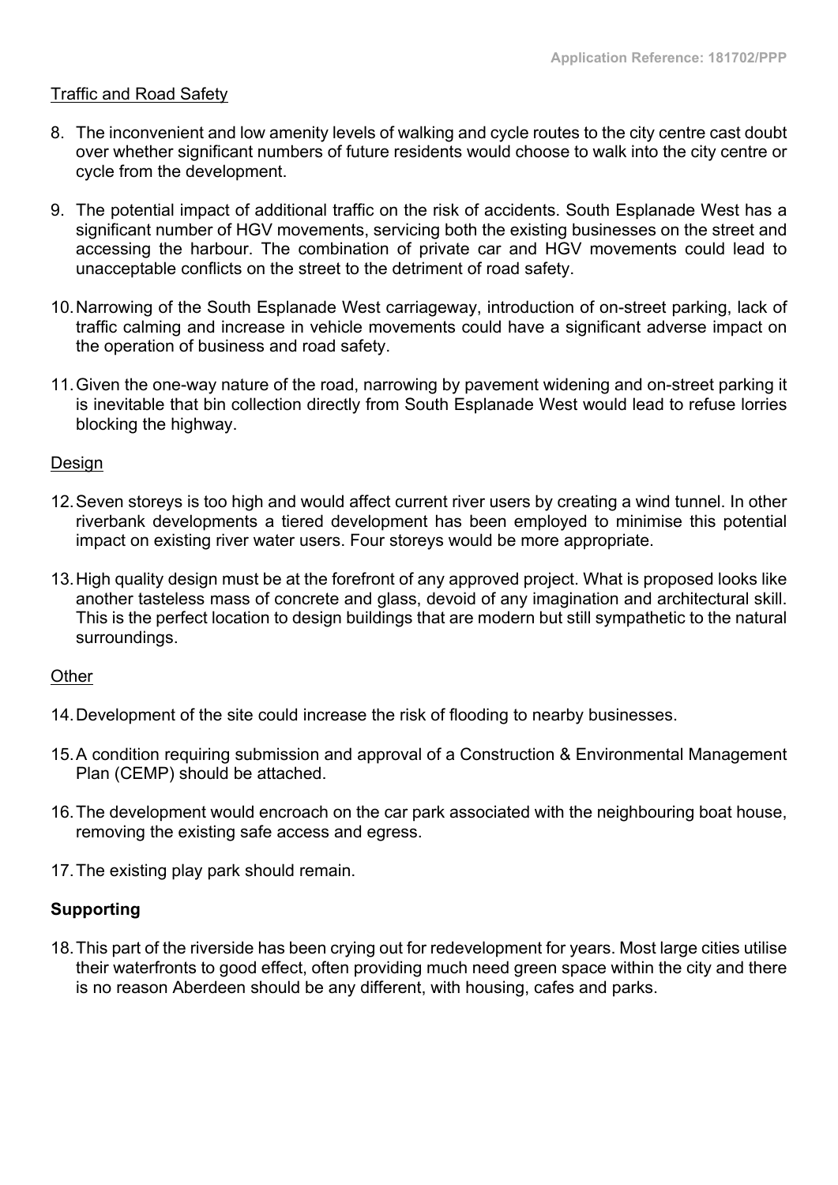Traffic and Road Safety

8. The inconvenient and low amenity levels of walking and cycle routes to the city centre cast doubt over whether significant numbers of future residents would choose to walk into the city centre or cycle from the development.

9. The potential impact of additional traffic on the risk of accidents. South Esplanade West has a significant number of HGV movements, servicing both the existing businesses on the street and accessing the harbour. The combination of private car and HGV movements could lead to unacceptable conflicts on the street to the detriment of road safety.

10. Narrowing of the South Esplanade West carriageway, introduction of on-street parking, lack of traffic calming and increase in vehicle movements could have a significant adverse impact on the operation of business and road safety.

11. Given the one-way nature of the road, narrowing by pavement widening and on-street parking it is inevitable that bin collection directly from South Esplanade West would lead to refuse lorries blocking the highway.

Design

12. Seven storeys is too high and would affect current river users by creating a wind tunnel. In other riverbank developments a tiered development has been employed to minimise this potential impact on existing river water users. Four storeys would be more appropriate.

13. High quality design must be at the forefront of any approved project. What is proposed looks like another tasteless mass of concrete and glass, devoid of any imagination and architectural skill. This is the perfect location to design buildings that are modern but still sympathetic to the natural surroundings.

Other

14. Development of the site could increase the risk of flooding to nearby businesses.

15. A condition requiring submission and approval of a Construction & Environmental Management Plan (CEMP) should be attached.

16. The development would encroach on the car park associated with the neighbouring boat house, removing the existing safe access and egress.

17. The existing play park should remain.

**Supporting**

18. This part of the riverside has been crying out for redevelopment for years. Most large cities utilise their waterfronts to good effect, often providing much need green space within the city and there is no reason Aberdeen should be any different, with housing, cafes and parks.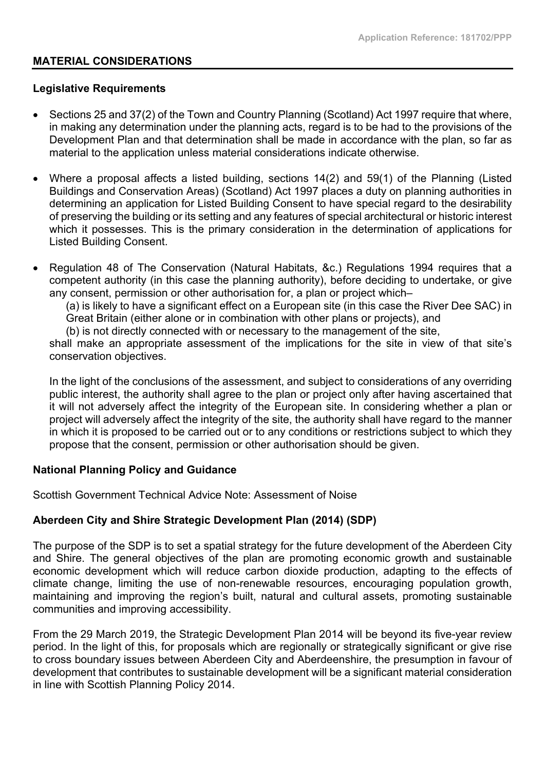## MATERIAL CONSIDERATIONS

### Legislative Requirements

- Sections 25 and 37(2) of the Town and Country Planning (Scotland) Act 1997 require that where, in making any determination under the planning acts, regard is to be had to the provisions of the Development Plan and that determination shall be made in accordance with the plan, so far as material to the application unless material considerations indicate otherwise.

- Where a proposal affects a listed building, sections 14(2) and 59(1) of the Planning (Listed Buildings and Conservation Areas) (Scotland) Act 1997 places a duty on planning authorities in determining an application for Listed Building Consent to have special regard to the desirability of preserving the building or its setting and any features of special architectural or historic interest which it possesses. This is the primary consideration in the determination of applications for Listed Building Consent.

- Regulation 48 of The Conservation (Natural Habitats, &c.) Regulations 1994 requires that a competent authority (in this case the planning authority), before deciding to undertake, or give any consent, permission or other authorisation for, a plan or project which–

  (a) is likely to have a significant effect on a European site (in this case the River Dee SAC) in Great Britain (either alone or in combination with other plans or projects), and

  (b) is not directly connected with or necessary to the management of the site,

  shall make an appropriate assessment of the implications for the site in view of that site's conservation objectives.

  In the light of the conclusions of the assessment, and subject to considerations of any overriding public interest, the authority shall agree to the plan or project only after having ascertained that it will not adversely affect the integrity of the European site. In considering whether a plan or project will adversely affect the integrity of the site, the authority shall have regard to the manner in which it is proposed to be carried out or to any conditions or restrictions subject to which they propose that the consent, permission or other authorisation should be given.

### National Planning Policy and Guidance

Scottish Government Technical Advice Note: Assessment of Noise

### Aberdeen City and Shire Strategic Development Plan (2014) (SDP)

The purpose of the SDP is to set a spatial strategy for the future development of the Aberdeen City and Shire. The general objectives of the plan are promoting economic growth and sustainable economic development which will reduce carbon dioxide production, adapting to the effects of climate change, limiting the use of non-renewable resources, encouraging population growth, maintaining and improving the region's built, natural and cultural assets, promoting sustainable communities and improving accessibility.

From the 29 March 2019, the Strategic Development Plan 2014 will be beyond its five-year review period. In the light of this, for proposals which are regionally or strategically significant or give rise to cross boundary issues between Aberdeen City and Aberdeenshire, the presumption in favour of development that contributes to sustainable development will be a significant material consideration in line with Scottish Planning Policy 2014.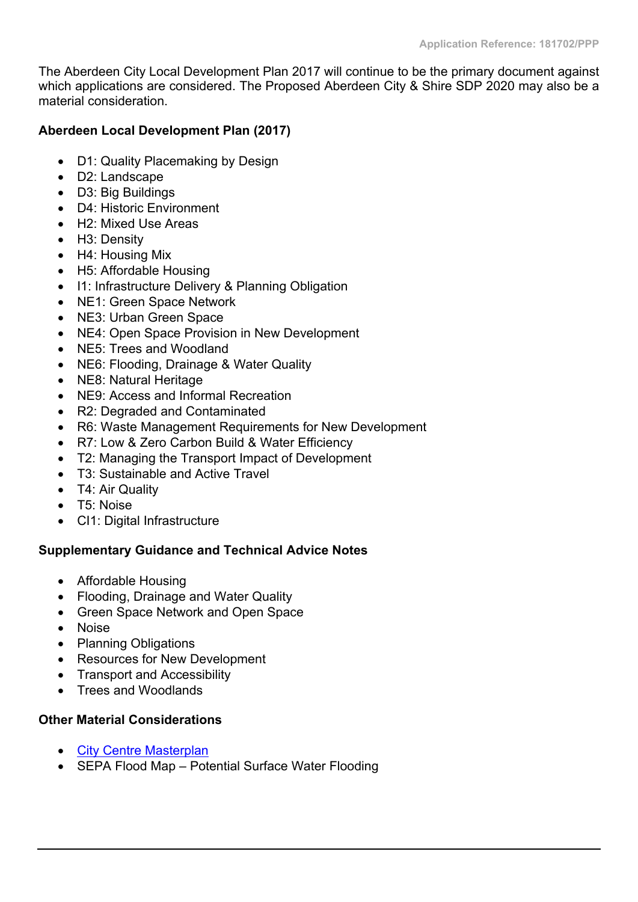The Aberdeen City Local Development Plan 2017 will continue to be the primary document against which applications are considered. The Proposed Aberdeen City & Shire SDP 2020 may also be a material consideration.

**Aberdeen Local Development Plan (2017)**

- D1: Quality Placemaking by Design
- D2: Landscape
- D3: Big Buildings
- D4: Historic Environment
- H2: Mixed Use Areas
- H3: Density
- H4: Housing Mix
- H5: Affordable Housing
- I1: Infrastructure Delivery & Planning Obligation
- NE1: Green Space Network
- NE3: Urban Green Space
- NE4: Open Space Provision in New Development
- NE5: Trees and Woodland
- NE6: Flooding, Drainage & Water Quality
- NE8: Natural Heritage
- NE9: Access and Informal Recreation
- R2: Degraded and Contaminated
- R6: Waste Management Requirements for New Development
- R7: Low & Zero Carbon Build & Water Efficiency
- T2: Managing the Transport Impact of Development
- T3: Sustainable and Active Travel
- T4: Air Quality
- T5: Noise
- CI1: Digital Infrastructure

**Supplementary Guidance and Technical Advice Notes**

- Affordable Housing
- Flooding, Drainage and Water Quality
- Green Space Network and Open Space
- Noise
- Planning Obligations
- Resources for New Development
- Transport and Accessibility
- Trees and Woodlands

**Other Material Considerations**

- City Centre Masterplan
- SEPA Flood Map – Potential Surface Water Flooding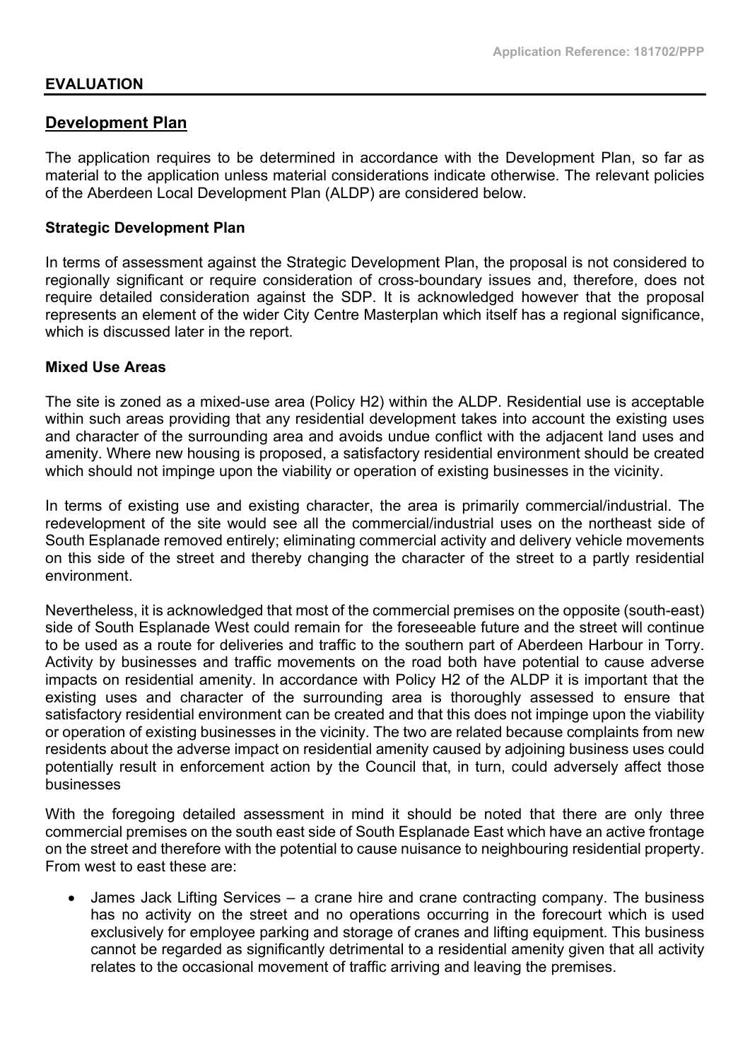## EVALUATION

### Development Plan

The application requires to be determined in accordance with the Development Plan, so far as material to the application unless material considerations indicate otherwise. The relevant policies of the Aberdeen Local Development Plan (ALDP) are considered below.

**Strategic Development Plan**

In terms of assessment against the Strategic Development Plan, the proposal is not considered to regionally significant or require consideration of cross-boundary issues and, therefore, does not require detailed consideration against the SDP. It is acknowledged however that the proposal represents an element of the wider City Centre Masterplan which itself has a regional significance, which is discussed later in the report.

**Mixed Use Areas**

The site is zoned as a mixed-use area (Policy H2) within the ALDP. Residential use is acceptable within such areas providing that any residential development takes into account the existing uses and character of the surrounding area and avoids undue conflict with the adjacent land uses and amenity. Where new housing is proposed, a satisfactory residential environment should be created which should not impinge upon the viability or operation of existing businesses in the vicinity.

In terms of existing use and existing character, the area is primarily commercial/industrial. The redevelopment of the site would see all the commercial/industrial uses on the northeast side of South Esplanade removed entirely; eliminating commercial activity and delivery vehicle movements on this side of the street and thereby changing the character of the street to a partly residential environment.

Nevertheless, it is acknowledged that most of the commercial premises on the opposite (south-east) side of South Esplanade West could remain for the foreseeable future and the street will continue to be used as a route for deliveries and traffic to the southern part of Aberdeen Harbour in Torry. Activity by businesses and traffic movements on the road both have potential to cause adverse impacts on residential amenity. In accordance with Policy H2 of the ALDP it is important that the existing uses and character of the surrounding area is thoroughly assessed to ensure that satisfactory residential environment can be created and that this does not impinge upon the viability or operation of existing businesses in the vicinity. The two are related because complaints from new residents about the adverse impact on residential amenity caused by adjoining business uses could potentially result in enforcement action by the Council that, in turn, could adversely affect those businesses

With the foregoing detailed assessment in mind it should be noted that there are only three commercial premises on the south east side of South Esplanade East which have an active frontage on the street and therefore with the potential to cause nuisance to neighbouring residential property. From west to east these are:

- James Jack Lifting Services – a crane hire and crane contracting company. The business has no activity on the street and no operations occurring in the forecourt which is used exclusively for employee parking and storage of cranes and lifting equipment. This business cannot be regarded as significantly detrimental to a residential amenity given that all activity relates to the occasional movement of traffic arriving and leaving the premises.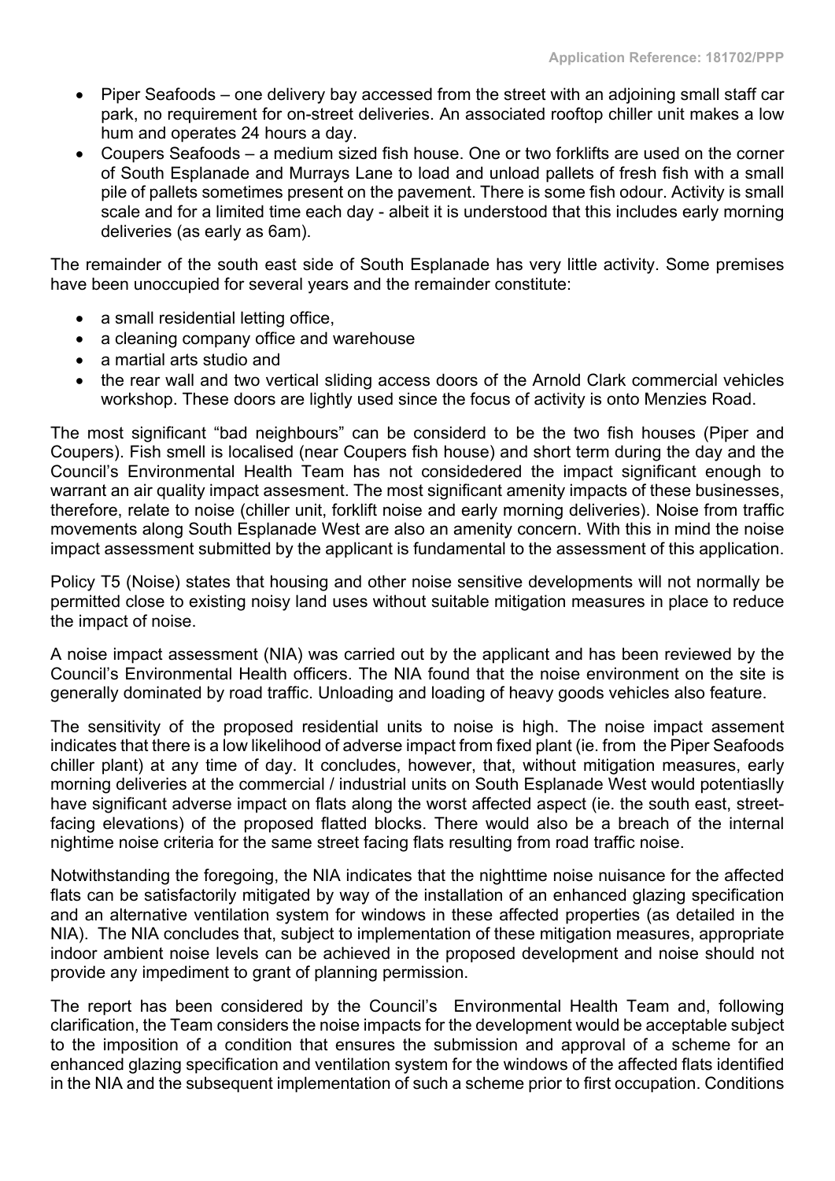- Piper Seafoods – one delivery bay accessed from the street with an adjoining small staff car park, no requirement for on-street deliveries. An associated rooftop chiller unit makes a low hum and operates 24 hours a day.
- Coupers Seafoods – a medium sized fish house. One or two forklifts are used on the corner of South Esplanade and Murrays Lane to load and unload pallets of fresh fish with a small pile of pallets sometimes present on the pavement. There is some fish odour. Activity is small scale and for a limited time each day - albeit it is understood that this includes early morning deliveries (as early as 6am).

The remainder of the south east side of South Esplanade has very little activity. Some premises have been unoccupied for several years and the remainder constitute:

- a small residential letting office,
- a cleaning company office and warehouse
- a martial arts studio and
- the rear wall and two vertical sliding access doors of the Arnold Clark commercial vehicles workshop. These doors are lightly used since the focus of activity is onto Menzies Road.

The most significant "bad neighbours" can be considerd to be the two fish houses (Piper and Coupers). Fish smell is localised (near Coupers fish house) and short term during the day and the Council's Environmental Health Team has not considedered the impact significant enough to warrant an air quality impact assesment. The most significant amenity impacts of these businesses, therefore, relate to noise (chiller unit, forklift noise and early morning deliveries). Noise from traffic movements along South Esplanade West are also an amenity concern. With this in mind the noise impact assessment submitted by the applicant is fundamental to the assessment of this application.

Policy T5 (Noise) states that housing and other noise sensitive developments will not normally be permitted close to existing noisy land uses without suitable mitigation measures in place to reduce the impact of noise.

A noise impact assessment (NIA) was carried out by the applicant and has been reviewed by the Council's Environmental Health officers. The NIA found that the noise environment on the site is generally dominated by road traffic. Unloading and loading of heavy goods vehicles also feature.

The sensitivity of the proposed residential units to noise is high. The noise impact assement indicates that there is a low likelihood of adverse impact from fixed plant (ie. from the Piper Seafoods chiller plant) at any time of day. It concludes, however, that, without mitigation measures, early morning deliveries at the commercial / industrial units on South Esplanade West would potentiaslly have significant adverse impact on flats along the worst affected aspect (ie. the south east, street-facing elevations) of the proposed flatted blocks. There would also be a breach of the internal nightime noise criteria for the same street facing flats resulting from road traffic noise.

Notwithstanding the foregoing, the NIA indicates that the nighttime noise nuisance for the affected flats can be satisfactorily mitigated by way of the installation of an enhanced glazing specification and an alternative ventilation system for windows in these affected properties (as detailed in the NIA). The NIA concludes that, subject to implementation of these mitigation measures, appropriate indoor ambient noise levels can be achieved in the proposed development and noise should not provide any impediment to grant of planning permission.

The report has been considered by the Council's Environmental Health Team and, following clarification, the Team considers the noise impacts for the development would be acceptable subject to the imposition of a condition that ensures the submission and approval of a scheme for an enhanced glazing specification and ventilation system for the windows of the affected flats identified in the NIA and the subsequent implementation of such a scheme prior to first occupation. Conditions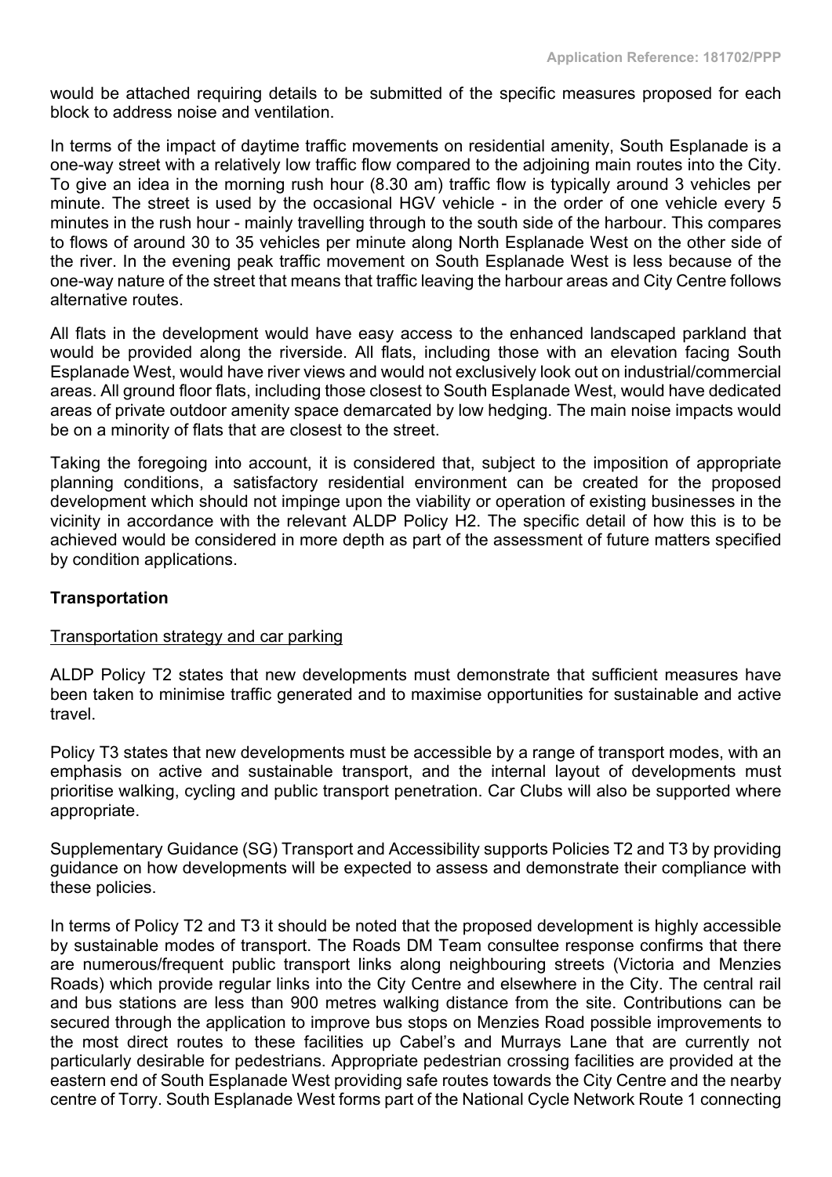would be attached requiring details to be submitted of the specific measures proposed for each block to address noise and ventilation.

In terms of the impact of daytime traffic movements on residential amenity, South Esplanade is a one-way street with a relatively low traffic flow compared to the adjoining main routes into the City. To give an idea in the morning rush hour (8.30 am) traffic flow is typically around 3 vehicles per minute. The street is used by the occasional HGV vehicle - in the order of one vehicle every 5 minutes in the rush hour - mainly travelling through to the south side of the harbour. This compares to flows of around 30 to 35 vehicles per minute along North Esplanade West on the other side of the river. In the evening peak traffic movement on South Esplanade West is less because of the one-way nature of the street that means that traffic leaving the harbour areas and City Centre follows alternative routes.

All flats in the development would have easy access to the enhanced landscaped parkland that would be provided along the riverside. All flats, including those with an elevation facing South Esplanade West, would have river views and would not exclusively look out on industrial/commercial areas. All ground floor flats, including those closest to South Esplanade West, would have dedicated areas of private outdoor amenity space demarcated by low hedging. The main noise impacts would be on a minority of flats that are closest to the street.

Taking the foregoing into account, it is considered that, subject to the imposition of appropriate planning conditions, a satisfactory residential environment can be created for the proposed development which should not impinge upon the viability or operation of existing businesses in the vicinity in accordance with the relevant ALDP Policy H2. The specific detail of how this is to be achieved would be considered in more depth as part of the assessment of future matters specified by condition applications.

**Transportation**

Transportation strategy and car parking

ALDP Policy T2 states that new developments must demonstrate that sufficient measures have been taken to minimise traffic generated and to maximise opportunities for sustainable and active travel.

Policy T3 states that new developments must be accessible by a range of transport modes, with an emphasis on active and sustainable transport, and the internal layout of developments must prioritise walking, cycling and public transport penetration. Car Clubs will also be supported where appropriate.

Supplementary Guidance (SG) Transport and Accessibility supports Policies T2 and T3 by providing guidance on how developments will be expected to assess and demonstrate their compliance with these policies.

In terms of Policy T2 and T3 it should be noted that the proposed development is highly accessible by sustainable modes of transport. The Roads DM Team consultee response confirms that there are numerous/frequent public transport links along neighbouring streets (Victoria and Menzies Roads) which provide regular links into the City Centre and elsewhere in the City. The central rail and bus stations are less than 900 metres walking distance from the site. Contributions can be secured through the application to improve bus stops on Menzies Road possible improvements to the most direct routes to these facilities up Cabel's and Murrays Lane that are currently not particularly desirable for pedestrians. Appropriate pedestrian crossing facilities are provided at the eastern end of South Esplanade West providing safe routes towards the City Centre and the nearby centre of Torry. South Esplanade West forms part of the National Cycle Network Route 1 connecting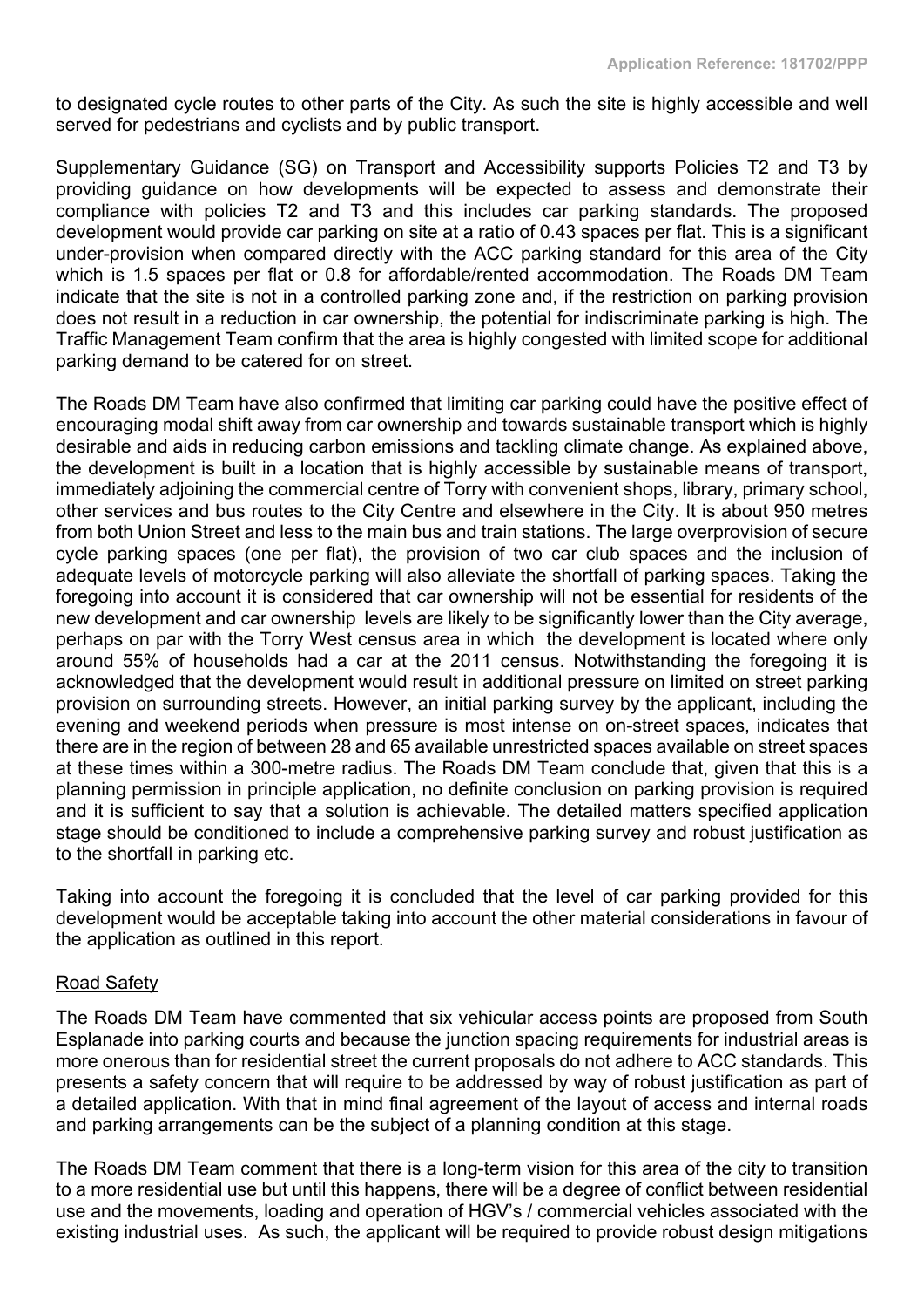to designated cycle routes to other parts of the City. As such the site is highly accessible and well served for pedestrians and cyclists and by public transport.

Supplementary Guidance (SG) on Transport and Accessibility supports Policies T2 and T3 by providing guidance on how developments will be expected to assess and demonstrate their compliance with policies T2 and T3 and this includes car parking standards. The proposed development would provide car parking on site at a ratio of 0.43 spaces per flat. This is a significant under-provision when compared directly with the ACC parking standard for this area of the City which is 1.5 spaces per flat or 0.8 for affordable/rented accommodation. The Roads DM Team indicate that the site is not in a controlled parking zone and, if the restriction on parking provision does not result in a reduction in car ownership, the potential for indiscriminate parking is high. The Traffic Management Team confirm that the area is highly congested with limited scope for additional parking demand to be catered for on street.

The Roads DM Team have also confirmed that limiting car parking could have the positive effect of encouraging modal shift away from car ownership and towards sustainable transport which is highly desirable and aids in reducing carbon emissions and tackling climate change. As explained above, the development is built in a location that is highly accessible by sustainable means of transport, immediately adjoining the commercial centre of Torry with convenient shops, library, primary school, other services and bus routes to the City Centre and elsewhere in the City. It is about 950 metres from both Union Street and less to the main bus and train stations. The large overprovision of secure cycle parking spaces (one per flat), the provision of two car club spaces and the inclusion of adequate levels of motorcycle parking will also alleviate the shortfall of parking spaces. Taking the foregoing into account it is considered that car ownership will not be essential for residents of the new development and car ownership levels are likely to be significantly lower than the City average, perhaps on par with the Torry West census area in which the development is located where only around 55% of households had a car at the 2011 census. Notwithstanding the foregoing it is acknowledged that the development would result in additional pressure on limited on street parking provision on surrounding streets. However, an initial parking survey by the applicant, including the evening and weekend periods when pressure is most intense on on-street spaces, indicates that there are in the region of between 28 and 65 available unrestricted spaces available on street spaces at these times within a 300-metre radius. The Roads DM Team conclude that, given that this is a planning permission in principle application, no definite conclusion on parking provision is required and it is sufficient to say that a solution is achievable. The detailed matters specified application stage should be conditioned to include a comprehensive parking survey and robust justification as to the shortfall in parking etc.

Taking into account the foregoing it is concluded that the level of car parking provided for this development would be acceptable taking into account the other material considerations in favour of the application as outlined in this report.

## Road Safety

The Roads DM Team have commented that six vehicular access points are proposed from South Esplanade into parking courts and because the junction spacing requirements for industrial areas is more onerous than for residential street the current proposals do not adhere to ACC standards. This presents a safety concern that will require to be addressed by way of robust justification as part of a detailed application. With that in mind final agreement of the layout of access and internal roads and parking arrangements can be the subject of a planning condition at this stage.

The Roads DM Team comment that there is a long-term vision for this area of the city to transition to a more residential use but until this happens, there will be a degree of conflict between residential use and the movements, loading and operation of HGV's / commercial vehicles associated with the existing industrial uses. As such, the applicant will be required to provide robust design mitigations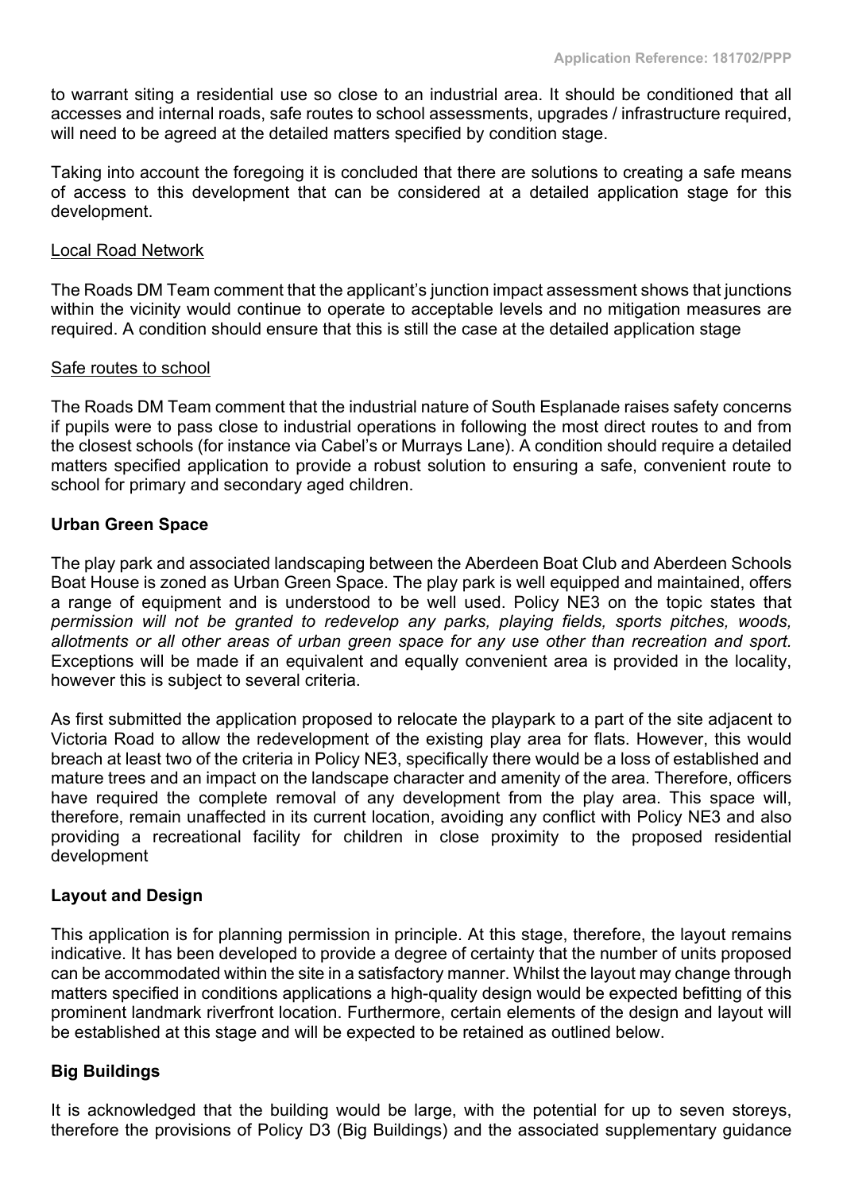to warrant siting a residential use so close to an industrial area. It should be conditioned that all accesses and internal roads, safe routes to school assessments, upgrades / infrastructure required, will need to be agreed at the detailed matters specified by condition stage.

Taking into account the foregoing it is concluded that there are solutions to creating a safe means of access to this development that can be considered at a detailed application stage for this development.

Local Road Network

The Roads DM Team comment that the applicant's junction impact assessment shows that junctions within the vicinity would continue to operate to acceptable levels and no mitigation measures are required. A condition should ensure that this is still the case at the detailed application stage

Safe routes to school

The Roads DM Team comment that the industrial nature of South Esplanade raises safety concerns if pupils were to pass close to industrial operations in following the most direct routes to and from the closest schools (for instance via Cabel's or Murrays Lane). A condition should require a detailed matters specified application to provide a robust solution to ensuring a safe, convenient route to school for primary and secondary aged children.

**Urban Green Space**

The play park and associated landscaping between the Aberdeen Boat Club and Aberdeen Schools Boat House is zoned as Urban Green Space. The play park is well equipped and maintained, offers a range of equipment and is understood to be well used. Policy NE3 on the topic states that *permission will not be granted to redevelop any parks, playing fields, sports pitches, woods, allotments or all other areas of urban green space for any use other than recreation and sport.* Exceptions will be made if an equivalent and equally convenient area is provided in the locality, however this is subject to several criteria.

As first submitted the application proposed to relocate the playpark to a part of the site adjacent to Victoria Road to allow the redevelopment of the existing play area for flats. However, this would breach at least two of the criteria in Policy NE3, specifically there would be a loss of established and mature trees and an impact on the landscape character and amenity of the area. Therefore, officers have required the complete removal of any development from the play area. This space will, therefore, remain unaffected in its current location, avoiding any conflict with Policy NE3 and also providing a recreational facility for children in close proximity to the proposed residential development

**Layout and Design**

This application is for planning permission in principle. At this stage, therefore, the layout remains indicative. It has been developed to provide a degree of certainty that the number of units proposed can be accommodated within the site in a satisfactory manner. Whilst the layout may change through matters specified in conditions applications a high-quality design would be expected befitting of this prominent landmark riverfront location. Furthermore, certain elements of the design and layout will be established at this stage and will be expected to be retained as outlined below.

**Big Buildings**

It is acknowledged that the building would be large, with the potential for up to seven storeys, therefore the provisions of Policy D3 (Big Buildings) and the associated supplementary guidance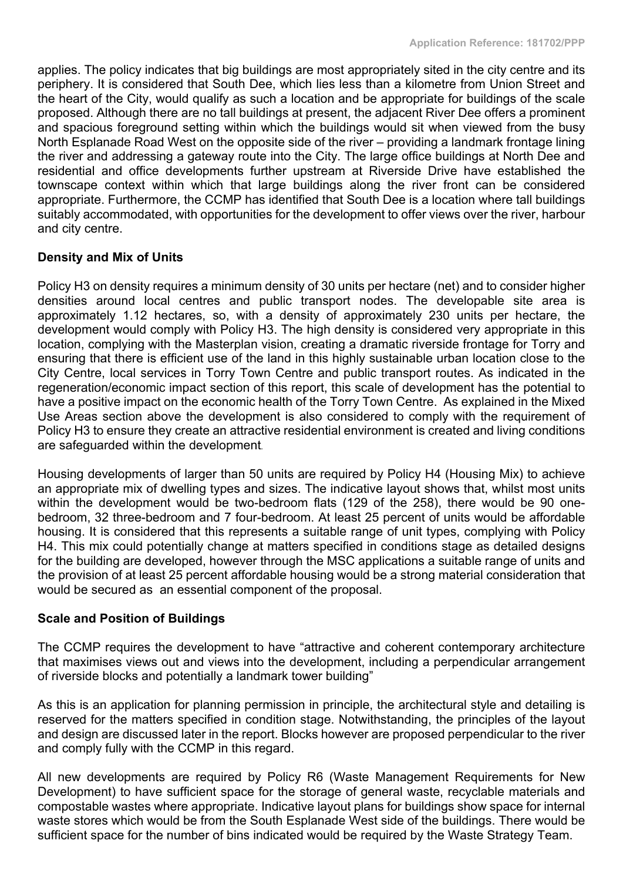applies. The policy indicates that big buildings are most appropriately sited in the city centre and its periphery. It is considered that South Dee, which lies less than a kilometre from Union Street and the heart of the City, would qualify as such a location and be appropriate for buildings of the scale proposed. Although there are no tall buildings at present, the adjacent River Dee offers a prominent and spacious foreground setting within which the buildings would sit when viewed from the busy North Esplanade Road West on the opposite side of the river – providing a landmark frontage lining the river and addressing a gateway route into the City. The large office buildings at North Dee and residential and office developments further upstream at Riverside Drive have established the townscape context within which that large buildings along the river front can be considered appropriate. Furthermore, the CCMP has identified that South Dee is a location where tall buildings suitably accommodated, with opportunities for the development to offer views over the river, harbour and city centre.

**Density and Mix of Units**

Policy H3 on density requires a minimum density of 30 units per hectare (net) and to consider higher densities around local centres and public transport nodes. The developable site area is approximately 1.12 hectares, so, with a density of approximately 230 units per hectare, the development would comply with Policy H3. The high density is considered very appropriate in this location, complying with the Masterplan vision, creating a dramatic riverside frontage for Torry and ensuring that there is efficient use of the land in this highly sustainable urban location close to the City Centre, local services in Torry Town Centre and public transport routes. As indicated in the regeneration/economic impact section of this report, this scale of development has the potential to have a positive impact on the economic health of the Torry Town Centre. As explained in the Mixed Use Areas section above the development is also considered to comply with the requirement of Policy H3 to ensure they create an attractive residential environment is created and living conditions are safeguarded within the development.

Housing developments of larger than 50 units are required by Policy H4 (Housing Mix) to achieve an appropriate mix of dwelling types and sizes. The indicative layout shows that, whilst most units within the development would be two-bedroom flats (129 of the 258), there would be 90 one-bedroom, 32 three-bedroom and 7 four-bedroom. At least 25 percent of units would be affordable housing. It is considered that this represents a suitable range of unit types, complying with Policy H4. This mix could potentially change at matters specified in conditions stage as detailed designs for the building are developed, however through the MSC applications a suitable range of units and the provision of at least 25 percent affordable housing would be a strong material consideration that would be secured as an essential component of the proposal.

**Scale and Position of Buildings**

The CCMP requires the development to have "attractive and coherent contemporary architecture that maximises views out and views into the development, including a perpendicular arrangement of riverside blocks and potentially a landmark tower building"

As this is an application for planning permission in principle, the architectural style and detailing is reserved for the matters specified in condition stage. Notwithstanding, the principles of the layout and design are discussed later in the report. Blocks however are proposed perpendicular to the river and comply fully with the CCMP in this regard.

All new developments are required by Policy R6 (Waste Management Requirements for New Development) to have sufficient space for the storage of general waste, recyclable materials and compostable wastes where appropriate. Indicative layout plans for buildings show space for internal waste stores which would be from the South Esplanade West side of the buildings. There would be sufficient space for the number of bins indicated would be required by the Waste Strategy Team.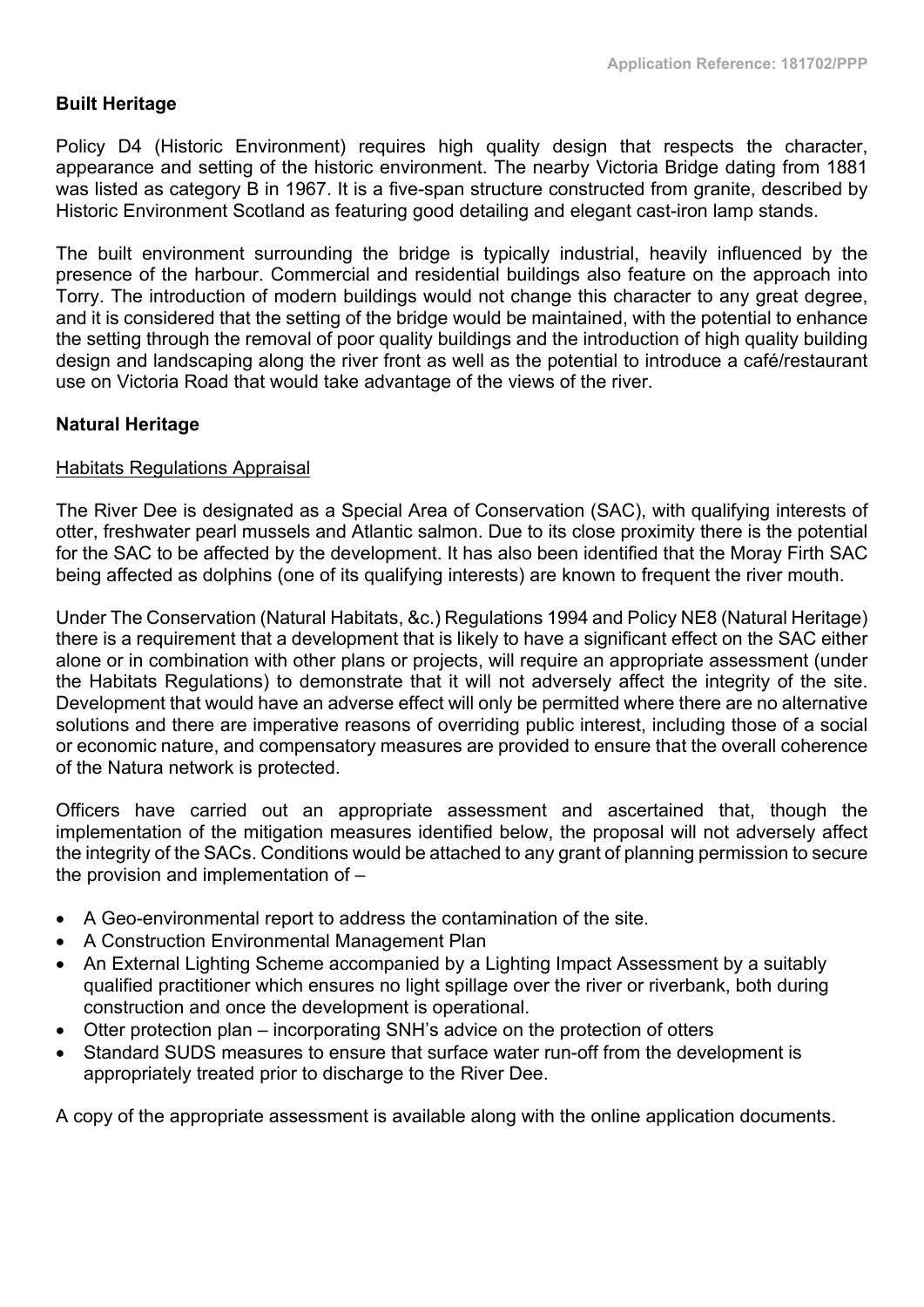**Built Heritage**

Policy D4 (Historic Environment) requires high quality design that respects the character, appearance and setting of the historic environment. The nearby Victoria Bridge dating from 1881 was listed as category B in 1967. It is a five-span structure constructed from granite, described by Historic Environment Scotland as featuring good detailing and elegant cast-iron lamp stands.

The built environment surrounding the bridge is typically industrial, heavily influenced by the presence of the harbour. Commercial and residential buildings also feature on the approach into Torry. The introduction of modern buildings would not change this character to any great degree, and it is considered that the setting of the bridge would be maintained, with the potential to enhance the setting through the removal of poor quality buildings and the introduction of high quality building design and landscaping along the river front as well as the potential to introduce a café/restaurant use on Victoria Road that would take advantage of the views of the river.

**Natural Heritage**

Habitats Regulations Appraisal

The River Dee is designated as a Special Area of Conservation (SAC), with qualifying interests of otter, freshwater pearl mussels and Atlantic salmon. Due to its close proximity there is the potential for the SAC to be affected by the development. It has also been identified that the Moray Firth SAC being affected as dolphins (one of its qualifying interests) are known to frequent the river mouth.

Under The Conservation (Natural Habitats, &c.) Regulations 1994 and Policy NE8 (Natural Heritage) there is a requirement that a development that is likely to have a significant effect on the SAC either alone or in combination with other plans or projects, will require an appropriate assessment (under the Habitats Regulations) to demonstrate that it will not adversely affect the integrity of the site. Development that would have an adverse effect will only be permitted where there are no alternative solutions and there are imperative reasons of overriding public interest, including those of a social or economic nature, and compensatory measures are provided to ensure that the overall coherence of the Natura network is protected.

Officers have carried out an appropriate assessment and ascertained that, though the implementation of the mitigation measures identified below, the proposal will not adversely affect the integrity of the SACs. Conditions would be attached to any grant of planning permission to secure the provision and implementation of –

- A Geo-environmental report to address the contamination of the site.
- A Construction Environmental Management Plan
- An External Lighting Scheme accompanied by a Lighting Impact Assessment by a suitably qualified practitioner which ensures no light spillage over the river or riverbank, both during construction and once the development is operational.
- Otter protection plan – incorporating SNH's advice on the protection of otters
- Standard SUDS measures to ensure that surface water run-off from the development is appropriately treated prior to discharge to the River Dee.

A copy of the appropriate assessment is available along with the online application documents.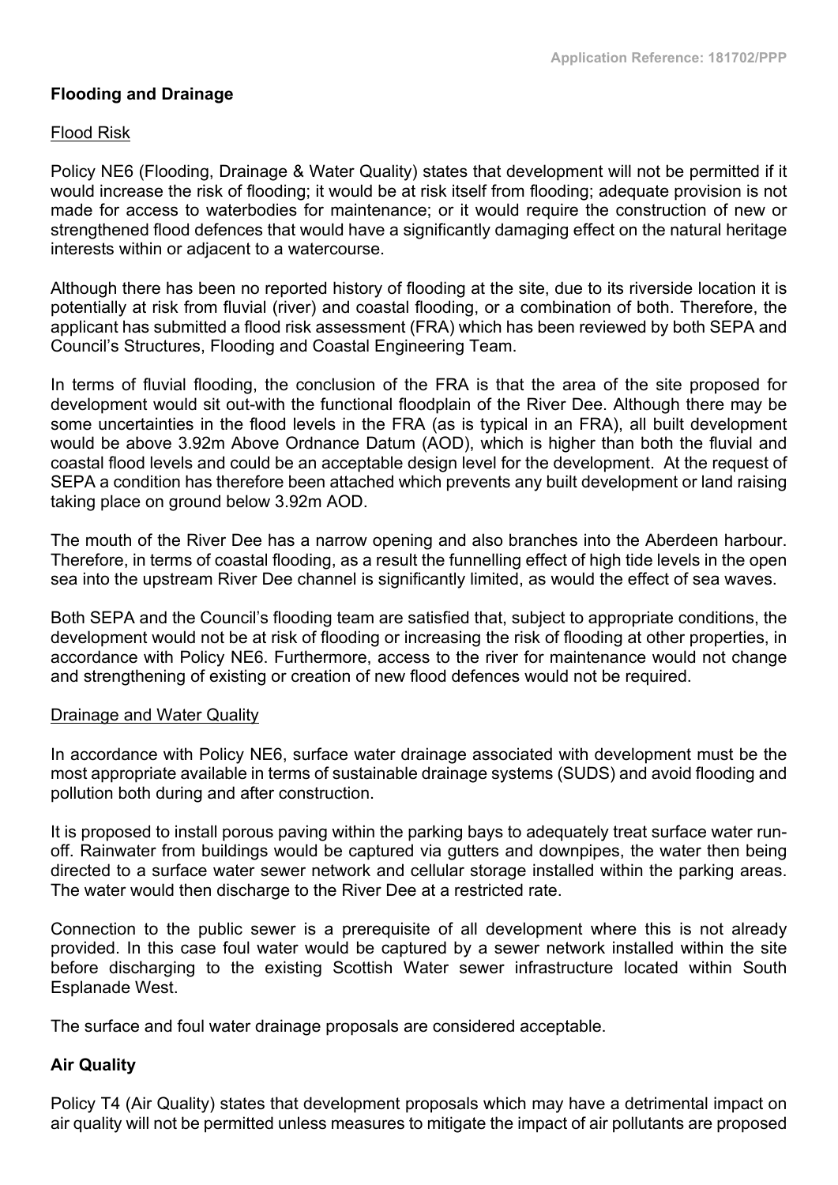## Flooding and Drainage

Flood Risk

Policy NE6 (Flooding, Drainage & Water Quality) states that development will not be permitted if it would increase the risk of flooding; it would be at risk itself from flooding; adequate provision is not made for access to waterbodies for maintenance; or it would require the construction of new or strengthened flood defences that would have a significantly damaging effect on the natural heritage interests within or adjacent to a watercourse.

Although there has been no reported history of flooding at the site, due to its riverside location it is potentially at risk from fluvial (river) and coastal flooding, or a combination of both. Therefore, the applicant has submitted a flood risk assessment (FRA) which has been reviewed by both SEPA and Council's Structures, Flooding and Coastal Engineering Team.

In terms of fluvial flooding, the conclusion of the FRA is that the area of the site proposed for development would sit out-with the functional floodplain of the River Dee. Although there may be some uncertainties in the flood levels in the FRA (as is typical in an FRA), all built development would be above 3.92m Above Ordnance Datum (AOD), which is higher than both the fluvial and coastal flood levels and could be an acceptable design level for the development. At the request of SEPA a condition has therefore been attached which prevents any built development or land raising taking place on ground below 3.92m AOD.

The mouth of the River Dee has a narrow opening and also branches into the Aberdeen harbour. Therefore, in terms of coastal flooding, as a result the funnelling effect of high tide levels in the open sea into the upstream River Dee channel is significantly limited, as would the effect of sea waves.

Both SEPA and the Council's flooding team are satisfied that, subject to appropriate conditions, the development would not be at risk of flooding or increasing the risk of flooding at other properties, in accordance with Policy NE6. Furthermore, access to the river for maintenance would not change and strengthening of existing or creation of new flood defences would not be required.

Drainage and Water Quality

In accordance with Policy NE6, surface water drainage associated with development must be the most appropriate available in terms of sustainable drainage systems (SUDS) and avoid flooding and pollution both during and after construction.

It is proposed to install porous paving within the parking bays to adequately treat surface water run-off. Rainwater from buildings would be captured via gutters and downpipes, the water then being directed to a surface water sewer network and cellular storage installed within the parking areas. The water would then discharge to the River Dee at a restricted rate.

Connection to the public sewer is a prerequisite of all development where this is not already provided. In this case foul water would be captured by a sewer network installed within the site before discharging to the existing Scottish Water sewer infrastructure located within South Esplanade West.

The surface and foul water drainage proposals are considered acceptable.

## Air Quality

Policy T4 (Air Quality) states that development proposals which may have a detrimental impact on air quality will not be permitted unless measures to mitigate the impact of air pollutants are proposed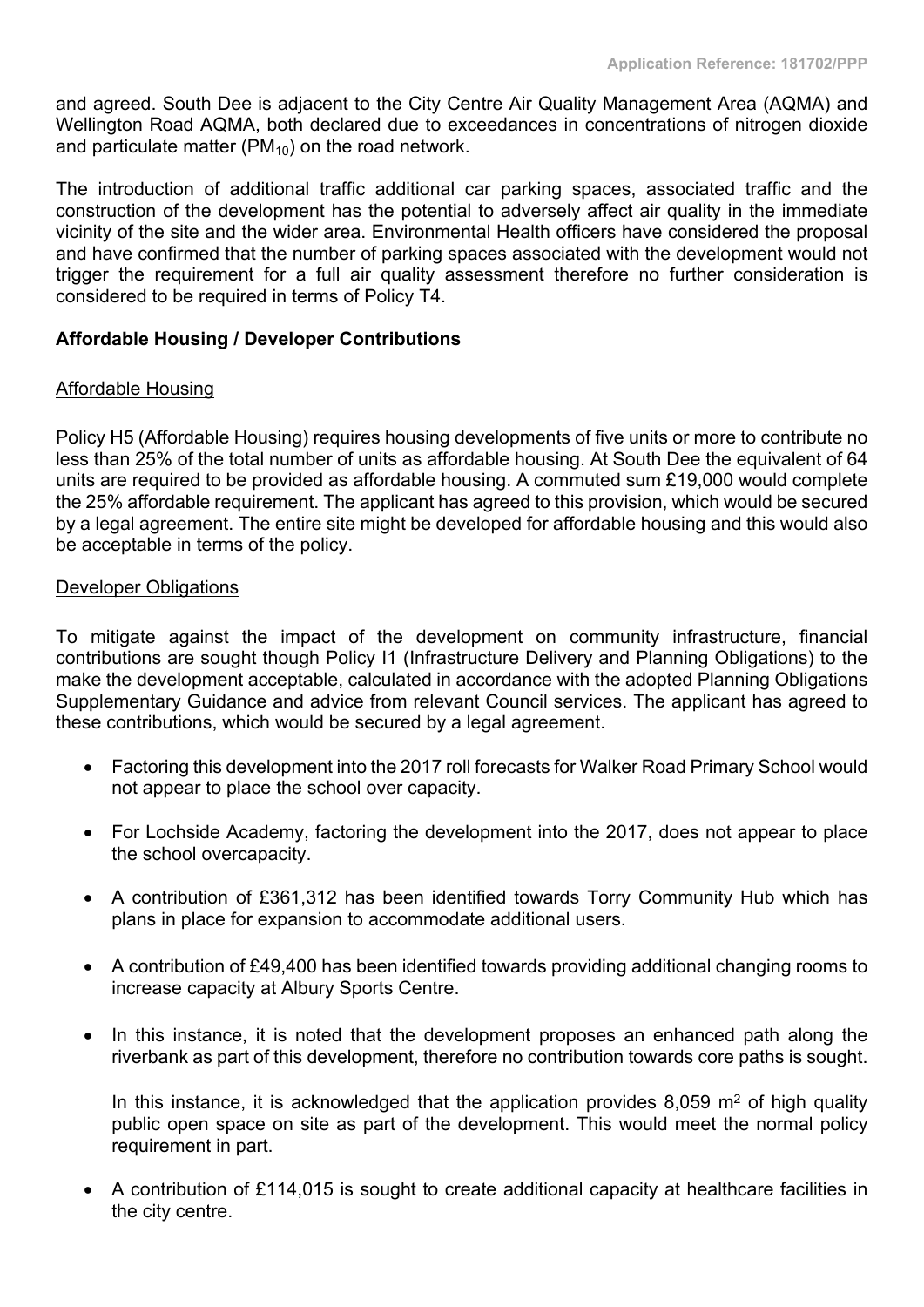and agreed. South Dee is adjacent to the City Centre Air Quality Management Area (AQMA) and Wellington Road AQMA, both declared due to exceedances in concentrations of nitrogen dioxide and particulate matter ($PM_{10}$) on the road network.

The introduction of additional traffic additional car parking spaces, associated traffic and the construction of the development has the potential to adversely affect air quality in the immediate vicinity of the site and the wider area. Environmental Health officers have considered the proposal and have confirmed that the number of parking spaces associated with the development would not trigger the requirement for a full air quality assessment therefore no further consideration is considered to be required in terms of Policy T4.

**Affordable Housing / Developer Contributions**

Affordable Housing

Policy H5 (Affordable Housing) requires housing developments of five units or more to contribute no less than 25% of the total number of units as affordable housing. At South Dee the equivalent of 64 units are required to be provided as affordable housing. A commuted sum £19,000 would complete the 25% affordable requirement. The applicant has agreed to this provision, which would be secured by a legal agreement. The entire site might be developed for affordable housing and this would also be acceptable in terms of the policy.

Developer Obligations

To mitigate against the impact of the development on community infrastructure, financial contributions are sought though Policy I1 (Infrastructure Delivery and Planning Obligations) to the make the development acceptable, calculated in accordance with the adopted Planning Obligations Supplementary Guidance and advice from relevant Council services. The applicant has agreed to these contributions, which would be secured by a legal agreement.

- Factoring this development into the 2017 roll forecasts for Walker Road Primary School would not appear to place the school over capacity.
- For Lochside Academy, factoring the development into the 2017, does not appear to place the school overcapacity.
- A contribution of £361,312 has been identified towards Torry Community Hub which has plans in place for expansion to accommodate additional users.
- A contribution of £49,400 has been identified towards providing additional changing rooms to increase capacity at Albury Sports Centre.
- In this instance, it is noted that the development proposes an enhanced path along the riverbank as part of this development, therefore no contribution towards core paths is sought.

  In this instance, it is acknowledged that the application provides 8,059 $m^2$ of high quality public open space on site as part of the development. This would meet the normal policy requirement in part.
- A contribution of £114,015 is sought to create additional capacity at healthcare facilities in the city centre.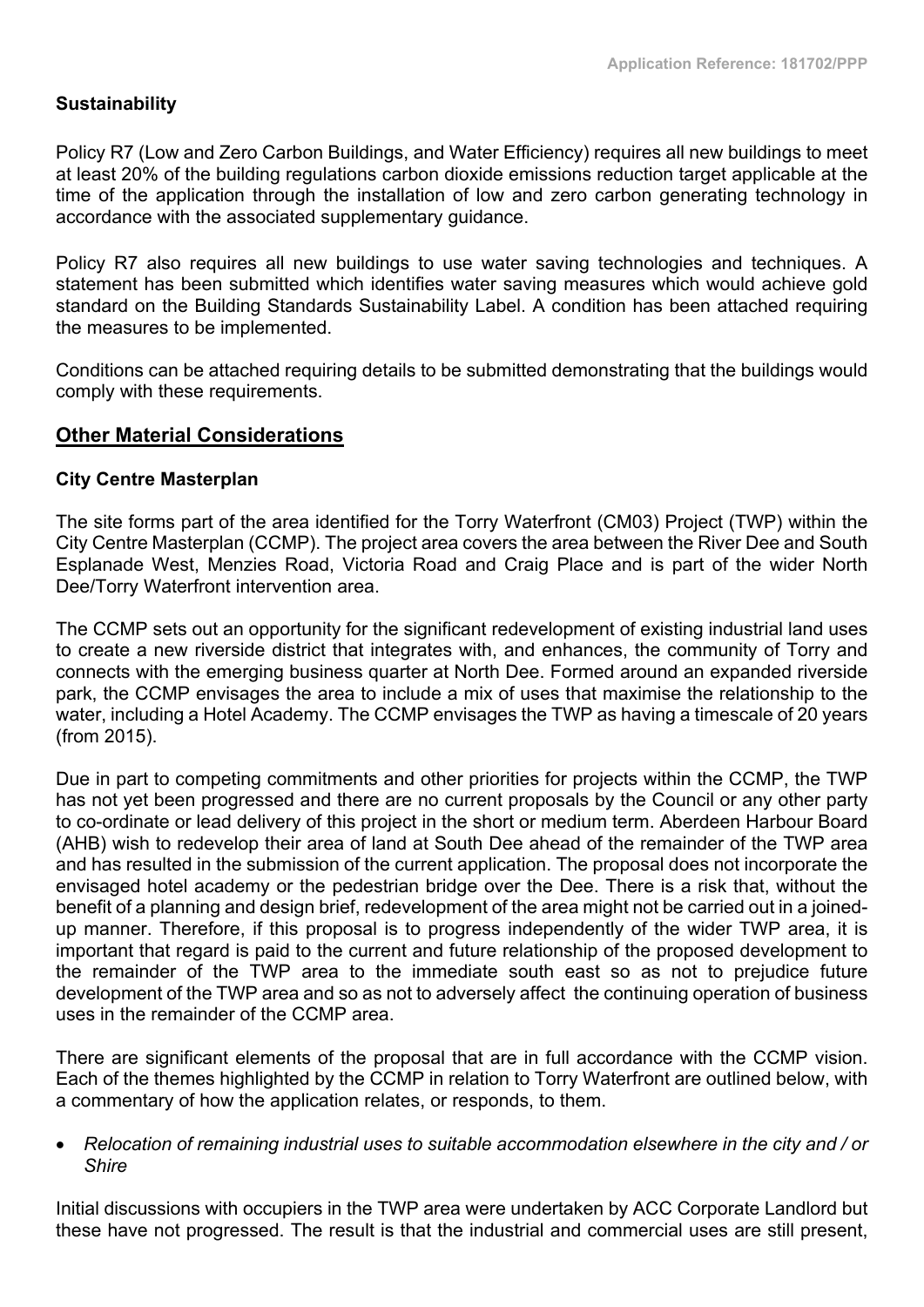**Sustainability**

Policy R7 (Low and Zero Carbon Buildings, and Water Efficiency) requires all new buildings to meet at least 20% of the building regulations carbon dioxide emissions reduction target applicable at the time of the application through the installation of low and zero carbon generating technology in accordance with the associated supplementary guidance.

Policy R7 also requires all new buildings to use water saving technologies and techniques. A statement has been submitted which identifies water saving measures which would achieve gold standard on the Building Standards Sustainability Label. A condition has been attached requiring the measures to be implemented.

Conditions can be attached requiring details to be submitted demonstrating that the buildings would comply with these requirements.

## Other Material Considerations

**City Centre Masterplan**

The site forms part of the area identified for the Torry Waterfront (CM03) Project (TWP) within the City Centre Masterplan (CCMP). The project area covers the area between the River Dee and South Esplanade West, Menzies Road, Victoria Road and Craig Place and is part of the wider North Dee/Torry Waterfront intervention area.

The CCMP sets out an opportunity for the significant redevelopment of existing industrial land uses to create a new riverside district that integrates with, and enhances, the community of Torry and connects with the emerging business quarter at North Dee. Formed around an expanded riverside park, the CCMP envisages the area to include a mix of uses that maximise the relationship to the water, including a Hotel Academy. The CCMP envisages the TWP as having a timescale of 20 years (from 2015).

Due in part to competing commitments and other priorities for projects within the CCMP, the TWP has not yet been progressed and there are no current proposals by the Council or any other party to co-ordinate or lead delivery of this project in the short or medium term. Aberdeen Harbour Board (AHB) wish to redevelop their area of land at South Dee ahead of the remainder of the TWP area and has resulted in the submission of the current application. The proposal does not incorporate the envisaged hotel academy or the pedestrian bridge over the Dee. There is a risk that, without the benefit of a planning and design brief, redevelopment of the area might not be carried out in a joined-up manner. Therefore, if this proposal is to progress independently of the wider TWP area, it is important that regard is paid to the current and future relationship of the proposed development to the remainder of the TWP area to the immediate south east so as not to prejudice future development of the TWP area and so as not to adversely affect the continuing operation of business uses in the remainder of the CCMP area.

There are significant elements of the proposal that are in full accordance with the CCMP vision. Each of the themes highlighted by the CCMP in relation to Torry Waterfront are outlined below, with a commentary of how the application relates, or responds, to them.

- *Relocation of remaining industrial uses to suitable accommodation elsewhere in the city and / or Shire*

Initial discussions with occupiers in the TWP area were undertaken by ACC Corporate Landlord but these have not progressed. The result is that the industrial and commercial uses are still present,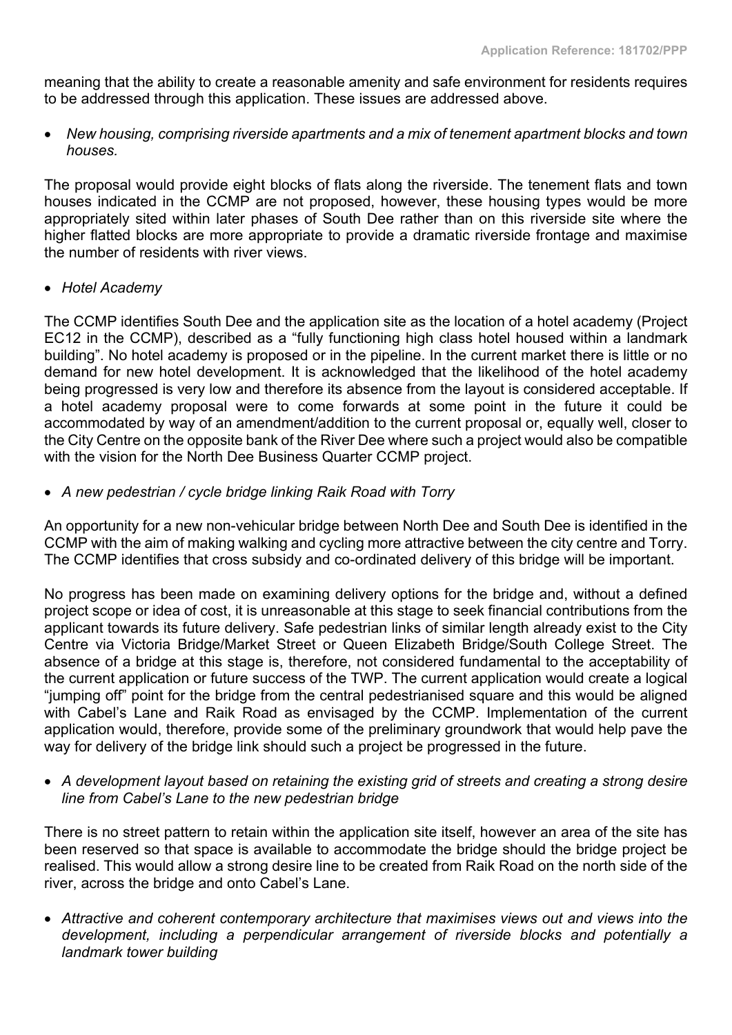meaning that the ability to create a reasonable amenity and safe environment for residents requires to be addressed through this application. These issues are addressed above.

- *New housing, comprising riverside apartments and a mix of tenement apartment blocks and town houses.*

The proposal would provide eight blocks of flats along the riverside. The tenement flats and town houses indicated in the CCMP are not proposed, however, these housing types would be more appropriately sited within later phases of South Dee rather than on this riverside site where the higher flatted blocks are more appropriate to provide a dramatic riverside frontage and maximise the number of residents with river views.

- *Hotel Academy*

The CCMP identifies South Dee and the application site as the location of a hotel academy (Project EC12 in the CCMP), described as a "fully functioning high class hotel housed within a landmark building". No hotel academy is proposed or in the pipeline. In the current market there is little or no demand for new hotel development. It is acknowledged that the likelihood of the hotel academy being progressed is very low and therefore its absence from the layout is considered acceptable. If a hotel academy proposal were to come forwards at some point in the future it could be accommodated by way of an amendment/addition to the current proposal or, equally well, closer to the City Centre on the opposite bank of the River Dee where such a project would also be compatible with the vision for the North Dee Business Quarter CCMP project.

- *A new pedestrian / cycle bridge linking Raik Road with Torry*

An opportunity for a new non-vehicular bridge between North Dee and South Dee is identified in the CCMP with the aim of making walking and cycling more attractive between the city centre and Torry. The CCMP identifies that cross subsidy and co-ordinated delivery of this bridge will be important.

No progress has been made on examining delivery options for the bridge and, without a defined project scope or idea of cost, it is unreasonable at this stage to seek financial contributions from the applicant towards its future delivery. Safe pedestrian links of similar length already exist to the City Centre via Victoria Bridge/Market Street or Queen Elizabeth Bridge/South College Street. The absence of a bridge at this stage is, therefore, not considered fundamental to the acceptability of the current application or future success of the TWP. The current application would create a logical "jumping off" point for the bridge from the central pedestrianised square and this would be aligned with Cabel's Lane and Raik Road as envisaged by the CCMP. Implementation of the current application would, therefore, provide some of the preliminary groundwork that would help pave the way for delivery of the bridge link should such a project be progressed in the future.

- *A development layout based on retaining the existing grid of streets and creating a strong desire line from Cabel's Lane to the new pedestrian bridge*

There is no street pattern to retain within the application site itself, however an area of the site has been reserved so that space is available to accommodate the bridge should the bridge project be realised. This would allow a strong desire line to be created from Raik Road on the north side of the river, across the bridge and onto Cabel's Lane.

- *Attractive and coherent contemporary architecture that maximises views out and views into the development, including a perpendicular arrangement of riverside blocks and potentially a landmark tower building*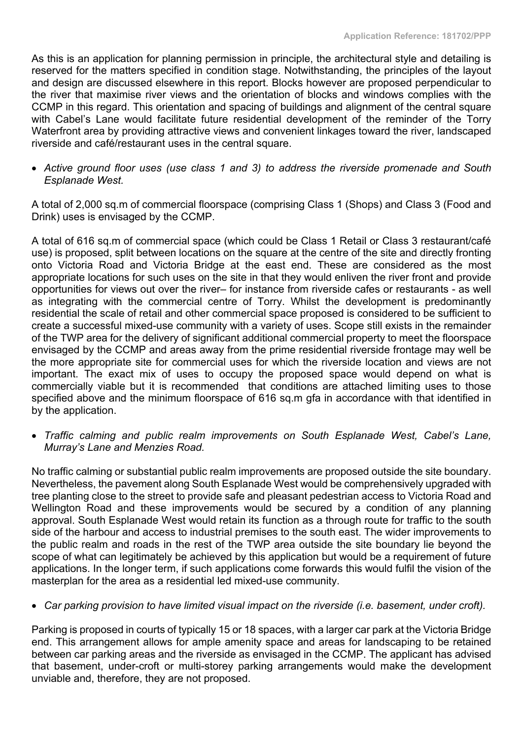As this is an application for planning permission in principle, the architectural style and detailing is reserved for the matters specified in condition stage. Notwithstanding, the principles of the layout and design are discussed elsewhere in this report. Blocks however are proposed perpendicular to the river that maximise river views and the orientation of blocks and windows complies with the CCMP in this regard. This orientation and spacing of buildings and alignment of the central square with Cabel's Lane would facilitate future residential development of the reminder of the Torry Waterfront area by providing attractive views and convenient linkages toward the river, landscaped riverside and café/restaurant uses in the central square.

- *Active ground floor uses (use class 1 and 3) to address the riverside promenade and South Esplanade West.*

A total of 2,000 sq.m of commercial floorspace (comprising Class 1 (Shops) and Class 3 (Food and Drink) uses is envisaged by the CCMP.

A total of 616 sq.m of commercial space (which could be Class 1 Retail or Class 3 restaurant/café use) is proposed, split between locations on the square at the centre of the site and directly fronting onto Victoria Road and Victoria Bridge at the east end. These are considered as the most appropriate locations for such uses on the site in that they would enliven the river front and provide opportunities for views out over the river– for instance from riverside cafes or restaurants - as well as integrating with the commercial centre of Torry. Whilst the development is predominantly residential the scale of retail and other commercial space proposed is considered to be sufficient to create a successful mixed-use community with a variety of uses. Scope still exists in the remainder of the TWP area for the delivery of significant additional commercial property to meet the floorspace envisaged by the CCMP and areas away from the prime residential riverside frontage may well be the more appropriate site for commercial uses for which the riverside location and views are not important. The exact mix of uses to occupy the proposed space would depend on what is commercially viable but it is recommended that conditions are attached limiting uses to those specified above and the minimum floorspace of 616 sq.m gfa in accordance with that identified in by the application.

- *Traffic calming and public realm improvements on South Esplanade West, Cabel's Lane, Murray's Lane and Menzies Road.*

No traffic calming or substantial public realm improvements are proposed outside the site boundary. Nevertheless, the pavement along South Esplanade West would be comprehensively upgraded with tree planting close to the street to provide safe and pleasant pedestrian access to Victoria Road and Wellington Road and these improvements would be secured by a condition of any planning approval. South Esplanade West would retain its function as a through route for traffic to the south side of the harbour and access to industrial premises to the south east. The wider improvements to the public realm and roads in the rest of the TWP area outside the site boundary lie beyond the scope of what can legitimately be achieved by this application but would be a requirement of future applications. In the longer term, if such applications come forwards this would fulfil the vision of the masterplan for the area as a residential led mixed-use community.

- *Car parking provision to have limited visual impact on the riverside (i.e. basement, under croft).*

Parking is proposed in courts of typically 15 or 18 spaces, with a larger car park at the Victoria Bridge end. This arrangement allows for ample amenity space and areas for landscaping to be retained between car parking areas and the riverside as envisaged in the CCMP. The applicant has advised that basement, under-croft or multi-storey parking arrangements would make the development unviable and, therefore, they are not proposed.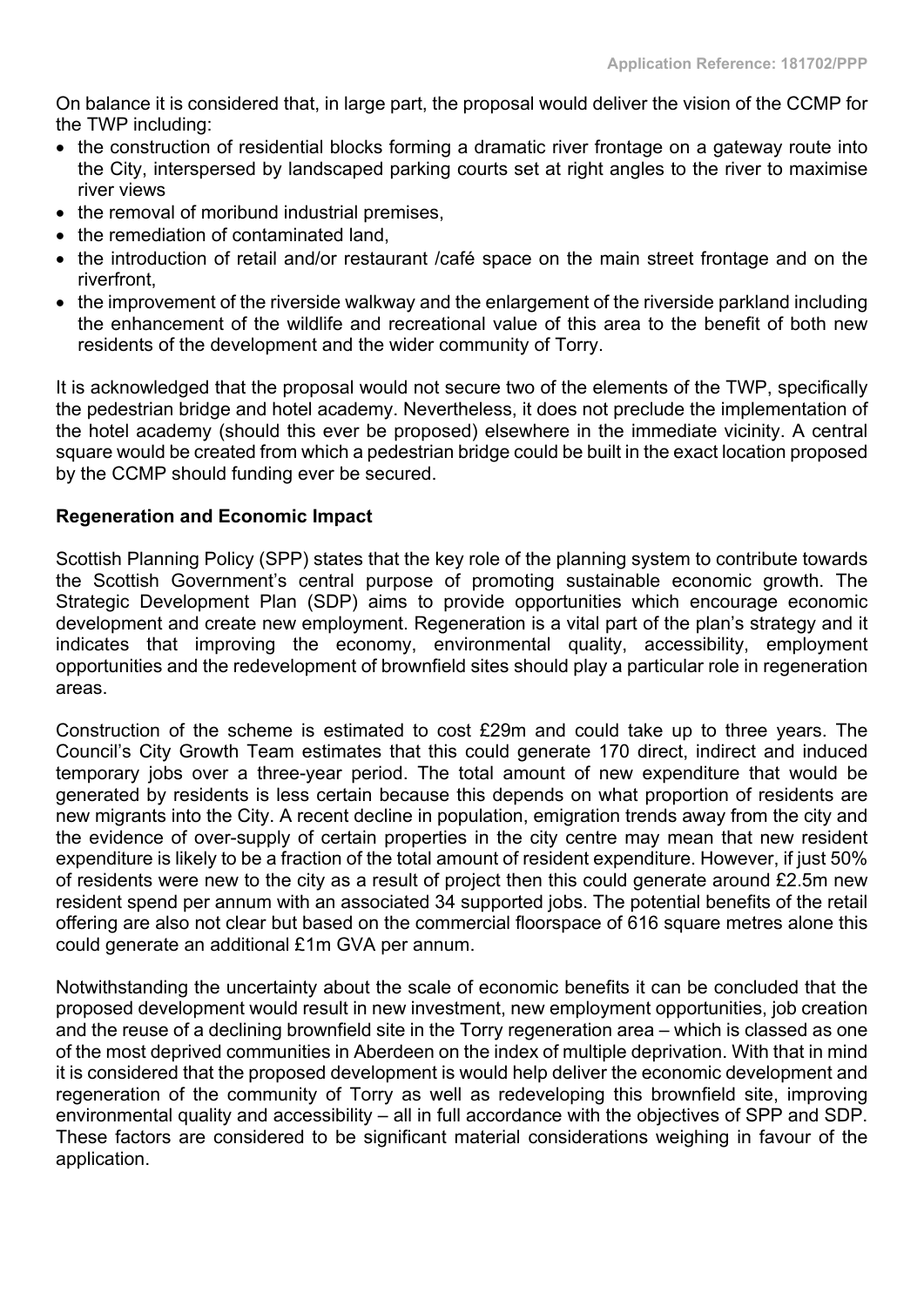On balance it is considered that, in large part, the proposal would deliver the vision of the CCMP for the TWP including:

- the construction of residential blocks forming a dramatic river frontage on a gateway route into the City, interspersed by landscaped parking courts set at right angles to the river to maximise river views
- the removal of moribund industrial premises,
- the remediation of contaminated land,
- the introduction of retail and/or restaurant /café space on the main street frontage and on the riverfront,
- the improvement of the riverside walkway and the enlargement of the riverside parkland including the enhancement of the wildlife and recreational value of this area to the benefit of both new residents of the development and the wider community of Torry.

It is acknowledged that the proposal would not secure two of the elements of the TWP, specifically the pedestrian bridge and hotel academy. Nevertheless, it does not preclude the implementation of the hotel academy (should this ever be proposed) elsewhere in the immediate vicinity. A central square would be created from which a pedestrian bridge could be built in the exact location proposed by the CCMP should funding ever be secured.

**Regeneration and Economic Impact**

Scottish Planning Policy (SPP) states that the key role of the planning system to contribute towards the Scottish Government's central purpose of promoting sustainable economic growth. The Strategic Development Plan (SDP) aims to provide opportunities which encourage economic development and create new employment. Regeneration is a vital part of the plan's strategy and it indicates that improving the economy, environmental quality, accessibility, employment opportunities and the redevelopment of brownfield sites should play a particular role in regeneration areas.

Construction of the scheme is estimated to cost £29m and could take up to three years. The Council's City Growth Team estimates that this could generate 170 direct, indirect and induced temporary jobs over a three-year period. The total amount of new expenditure that would be generated by residents is less certain because this depends on what proportion of residents are new migrants into the City. A recent decline in population, emigration trends away from the city and the evidence of over-supply of certain properties in the city centre may mean that new resident expenditure is likely to be a fraction of the total amount of resident expenditure. However, if just 50% of residents were new to the city as a result of project then this could generate around £2.5m new resident spend per annum with an associated 34 supported jobs. The potential benefits of the retail offering are also not clear but based on the commercial floorspace of 616 square metres alone this could generate an additional £1m GVA per annum.

Notwithstanding the uncertainty about the scale of economic benefits it can be concluded that the proposed development would result in new investment, new employment opportunities, job creation and the reuse of a declining brownfield site in the Torry regeneration area – which is classed as one of the most deprived communities in Aberdeen on the index of multiple deprivation. With that in mind it is considered that the proposed development is would help deliver the economic development and regeneration of the community of Torry as well as redeveloping this brownfield site, improving environmental quality and accessibility – all in full accordance with the objectives of SPP and SDP. These factors are considered to be significant material considerations weighing in favour of the application.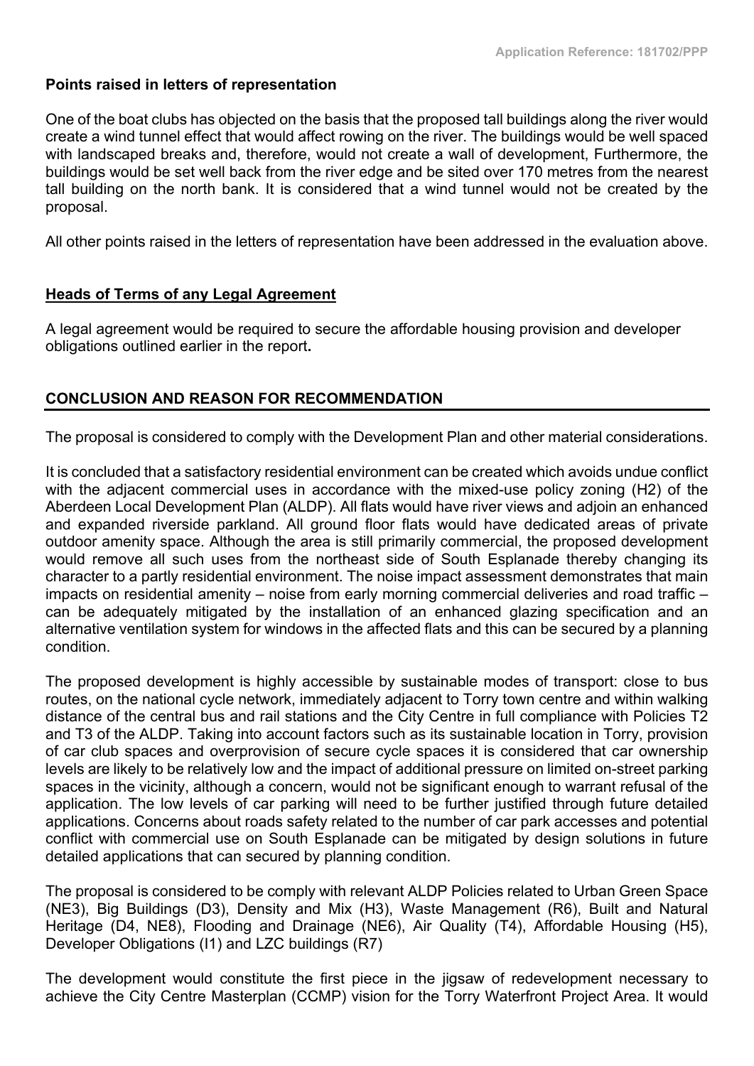**Points raised in letters of representation**

One of the boat clubs has objected on the basis that the proposed tall buildings along the river would create a wind tunnel effect that would affect rowing on the river. The buildings would be well spaced with landscaped breaks and, therefore, would not create a wall of development, Furthermore, the buildings would be set well back from the river edge and be sited over 170 metres from the nearest tall building on the north bank. It is considered that a wind tunnel would not be created by the proposal.

All other points raised in the letters of representation have been addressed in the evaluation above.

**Heads of Terms of any Legal Agreement**

A legal agreement would be required to secure the affordable housing provision and developer obligations outlined earlier in the report**.**

**CONCLUSION AND REASON FOR RECOMMENDATION**

The proposal is considered to comply with the Development Plan and other material considerations.

It is concluded that a satisfactory residential environment can be created which avoids undue conflict with the adjacent commercial uses in accordance with the mixed-use policy zoning (H2) of the Aberdeen Local Development Plan (ALDP). All flats would have river views and adjoin an enhanced and expanded riverside parkland. All ground floor flats would have dedicated areas of private outdoor amenity space. Although the area is still primarily commercial, the proposed development would remove all such uses from the northeast side of South Esplanade thereby changing its character to a partly residential environment. The noise impact assessment demonstrates that main impacts on residential amenity – noise from early morning commercial deliveries and road traffic – can be adequately mitigated by the installation of an enhanced glazing specification and an alternative ventilation system for windows in the affected flats and this can be secured by a planning condition.

The proposed development is highly accessible by sustainable modes of transport: close to bus routes, on the national cycle network, immediately adjacent to Torry town centre and within walking distance of the central bus and rail stations and the City Centre in full compliance with Policies T2 and T3 of the ALDP. Taking into account factors such as its sustainable location in Torry, provision of car club spaces and overprovision of secure cycle spaces it is considered that car ownership levels are likely to be relatively low and the impact of additional pressure on limited on-street parking spaces in the vicinity, although a concern, would not be significant enough to warrant refusal of the application. The low levels of car parking will need to be further justified through future detailed applications. Concerns about roads safety related to the number of car park accesses and potential conflict with commercial use on South Esplanade can be mitigated by design solutions in future detailed applications that can secured by planning condition.

The proposal is considered to be comply with relevant ALDP Policies related to Urban Green Space (NE3), Big Buildings (D3), Density and Mix (H3), Waste Management (R6), Built and Natural Heritage (D4, NE8), Flooding and Drainage (NE6), Air Quality (T4), Affordable Housing (H5), Developer Obligations (I1) and LZC buildings (R7)

The development would constitute the first piece in the jigsaw of redevelopment necessary to achieve the City Centre Masterplan (CCMP) vision for the Torry Waterfront Project Area. It would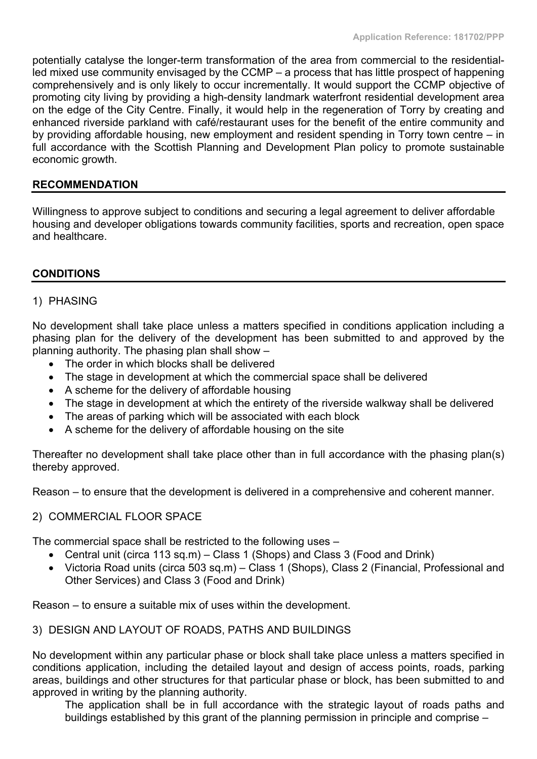potentially catalyse the longer-term transformation of the area from commercial to the residential-led mixed use community envisaged by the CCMP – a process that has little prospect of happening comprehensively and is only likely to occur incrementally. It would support the CCMP objective of promoting city living by providing a high-density landmark waterfront residential development area on the edge of the City Centre. Finally, it would help in the regeneration of Torry by creating and enhanced riverside parkland with café/restaurant uses for the benefit of the entire community and by providing affordable housing, new employment and resident spending in Torry town centre – in full accordance with the Scottish Planning and Development Plan policy to promote sustainable economic growth.

## RECOMMENDATION

Willingness to approve subject to conditions and securing a legal agreement to deliver affordable housing and developer obligations towards community facilities, sports and recreation, open space and healthcare.

## CONDITIONS

1) PHASING

No development shall take place unless a matters specified in conditions application including a phasing plan for the delivery of the development has been submitted to and approved by the planning authority. The phasing plan shall show –

- The order in which blocks shall be delivered
- The stage in development at which the commercial space shall be delivered
- A scheme for the delivery of affordable housing
- The stage in development at which the entirety of the riverside walkway shall be delivered
- The areas of parking which will be associated with each block
- A scheme for the delivery of affordable housing on the site

Thereafter no development shall take place other than in full accordance with the phasing plan(s) thereby approved.

Reason – to ensure that the development is delivered in a comprehensive and coherent manner.

2) COMMERCIAL FLOOR SPACE

The commercial space shall be restricted to the following uses –

- Central unit (circa 113 sq.m) – Class 1 (Shops) and Class 3 (Food and Drink)
- Victoria Road units (circa 503 sq.m) – Class 1 (Shops), Class 2 (Financial, Professional and Other Services) and Class 3 (Food and Drink)

Reason – to ensure a suitable mix of uses within the development.

3) DESIGN AND LAYOUT OF ROADS, PATHS AND BUILDINGS

No development within any particular phase or block shall take place unless a matters specified in conditions application, including the detailed layout and design of access points, roads, parking areas, buildings and other structures for that particular phase or block, has been submitted to and approved in writing by the planning authority.

The application shall be in full accordance with the strategic layout of roads paths and buildings established by this grant of the planning permission in principle and comprise –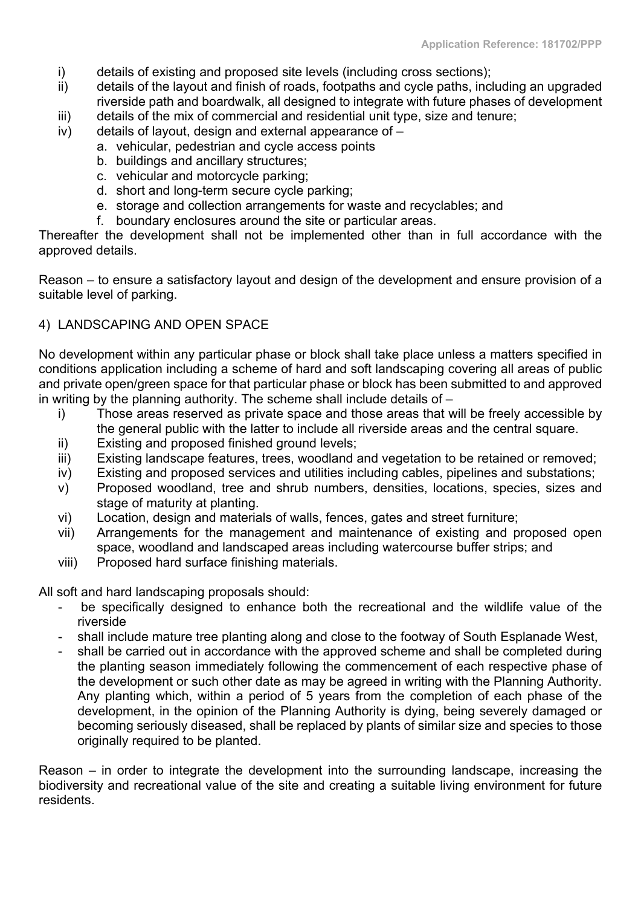i) details of existing and proposed site levels (including cross sections);
ii) details of the layout and finish of roads, footpaths and cycle paths, including an upgraded riverside path and boardwalk, all designed to integrate with future phases of development
iii) details of the mix of commercial and residential unit type, size and tenure;
iv) details of layout, design and external appearance of –
    a. vehicular, pedestrian and cycle access points
    b. buildings and ancillary structures;
    c. vehicular and motorcycle parking;
    d. short and long-term secure cycle parking;
    e. storage and collection arrangements for waste and recyclables; and
    f. boundary enclosures around the site or particular areas.

Thereafter the development shall not be implemented other than in full accordance with the approved details.

Reason – to ensure a satisfactory layout and design of the development and ensure provision of a suitable level of parking.

4) LANDSCAPING AND OPEN SPACE

No development within any particular phase or block shall take place unless a matters specified in conditions application including a scheme of hard and soft landscaping covering all areas of public and private open/green space for that particular phase or block has been submitted to and approved in writing by the planning authority. The scheme shall include details of –

i) Those areas reserved as private space and those areas that will be freely accessible by the general public with the latter to include all riverside areas and the central square.
ii) Existing and proposed finished ground levels;
iii) Existing landscape features, trees, woodland and vegetation to be retained or removed;
iv) Existing and proposed services and utilities including cables, pipelines and substations;
v) Proposed woodland, tree and shrub numbers, densities, locations, species, sizes and stage of maturity at planting.
vi) Location, design and materials of walls, fences, gates and street furniture;
vii) Arrangements for the management and maintenance of existing and proposed open space, woodland and landscaped areas including watercourse buffer strips; and
viii) Proposed hard surface finishing materials.

All soft and hard landscaping proposals should:

- be specifically designed to enhance both the recreational and the wildlife value of the riverside
- shall include mature tree planting along and close to the footway of South Esplanade West,
- shall be carried out in accordance with the approved scheme and shall be completed during the planting season immediately following the commencement of each respective phase of the development or such other date as may be agreed in writing with the Planning Authority. Any planting which, within a period of 5 years from the completion of each phase of the development, in the opinion of the Planning Authority is dying, being severely damaged or becoming seriously diseased, shall be replaced by plants of similar size and species to those originally required to be planted.

Reason – in order to integrate the development into the surrounding landscape, increasing the biodiversity and recreational value of the site and creating a suitable living environment for future residents.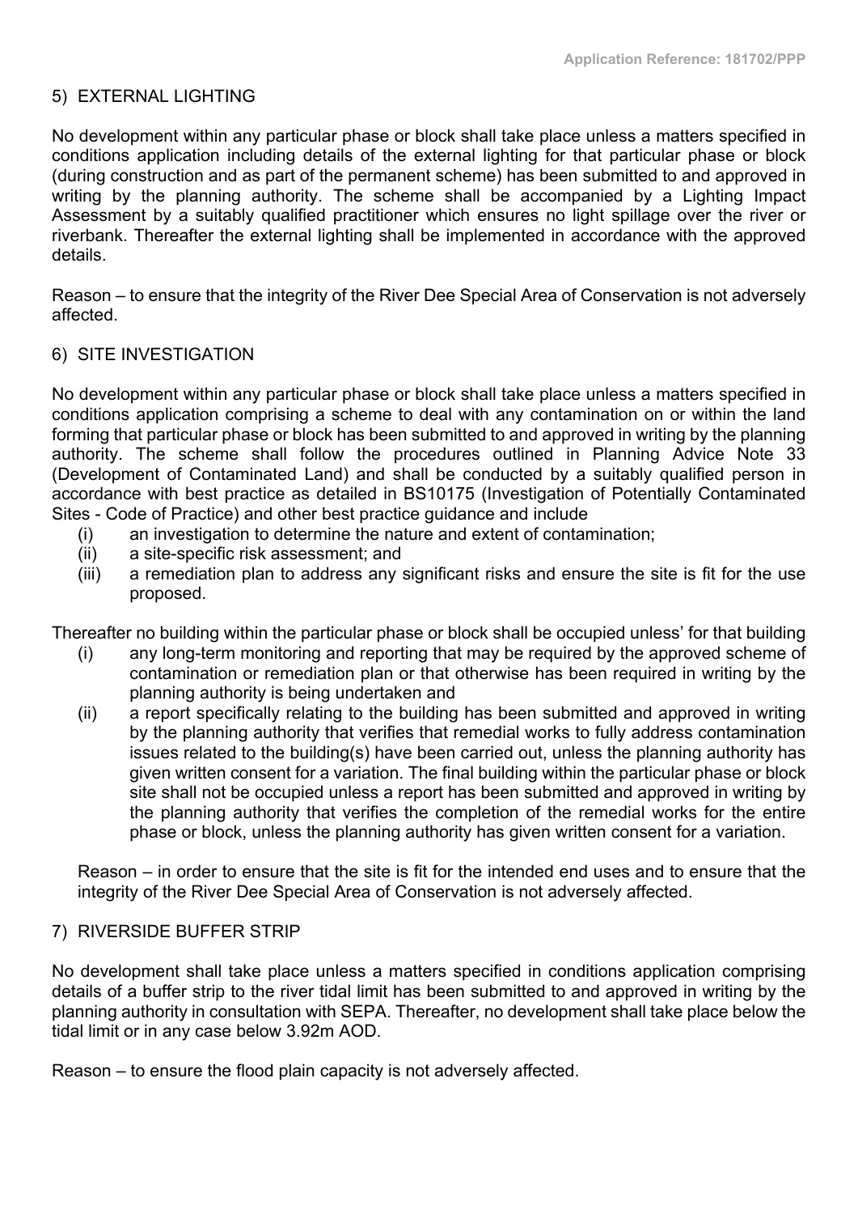## 5) EXTERNAL LIGHTING

No development within any particular phase or block shall take place unless a matters specified in conditions application including details of the external lighting for that particular phase or block (during construction and as part of the permanent scheme) has been submitted to and approved in writing by the planning authority. The scheme shall be accompanied by a Lighting Impact Assessment by a suitably qualified practitioner which ensures no light spillage over the river or riverbank. Thereafter the external lighting shall be implemented in accordance with the approved details.

Reason – to ensure that the integrity of the River Dee Special Area of Conservation is not adversely affected.

## 6) SITE INVESTIGATION

No development within any particular phase or block shall take place unless a matters specified in conditions application comprising a scheme to deal with any contamination on or within the land forming that particular phase or block has been submitted to and approved in writing by the planning authority. The scheme shall follow the procedures outlined in Planning Advice Note 33 (Development of Contaminated Land) and shall be conducted by a suitably qualified person in accordance with best practice as detailed in BS10175 (Investigation of Potentially Contaminated Sites - Code of Practice) and other best practice guidance and include

- (i) an investigation to determine the nature and extent of contamination;
- (ii) a site-specific risk assessment; and
- (iii) a remediation plan to address any significant risks and ensure the site is fit for the use proposed.

Thereafter no building within the particular phase or block shall be occupied unless' for that building

- (i) any long-term monitoring and reporting that may be required by the approved scheme of contamination or remediation plan or that otherwise has been required in writing by the planning authority is being undertaken and
- (ii) a report specifically relating to the building has been submitted and approved in writing by the planning authority that verifies that remedial works to fully address contamination issues related to the building(s) have been carried out, unless the planning authority has given written consent for a variation. The final building within the particular phase or block site shall not be occupied unless a report has been submitted and approved in writing by the planning authority that verifies the completion of the remedial works for the entire phase or block, unless the planning authority has given written consent for a variation.

Reason – in order to ensure that the site is fit for the intended end uses and to ensure that the integrity of the River Dee Special Area of Conservation is not adversely affected.

## 7) RIVERSIDE BUFFER STRIP

No development shall take place unless a matters specified in conditions application comprising details of a buffer strip to the river tidal limit has been submitted to and approved in writing by the planning authority in consultation with SEPA. Thereafter, no development shall take place below the tidal limit or in any case below 3.92m AOD.

Reason – to ensure the flood plain capacity is not adversely affected.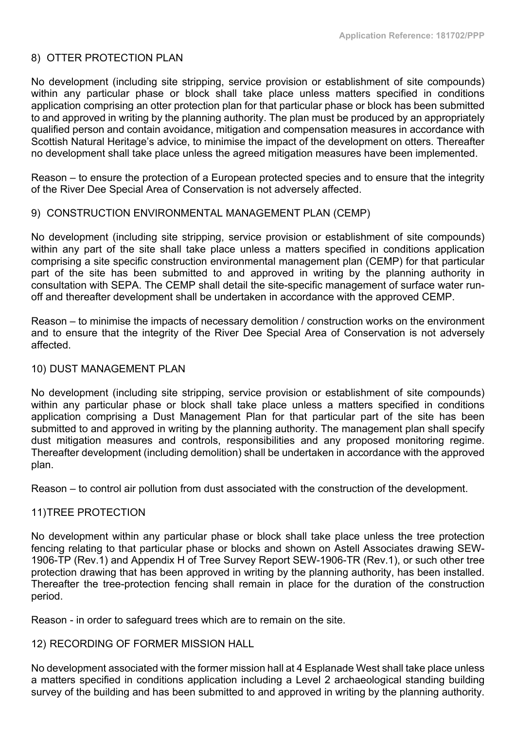## 8) OTTER PROTECTION PLAN

No development (including site stripping, service provision or establishment of site compounds) within any particular phase or block shall take place unless matters specified in conditions application comprising an otter protection plan for that particular phase or block has been submitted to and approved in writing by the planning authority. The plan must be produced by an appropriately qualified person and contain avoidance, mitigation and compensation measures in accordance with Scottish Natural Heritage's advice, to minimise the impact of the development on otters. Thereafter no development shall take place unless the agreed mitigation measures have been implemented.

Reason – to ensure the protection of a European protected species and to ensure that the integrity of the River Dee Special Area of Conservation is not adversely affected.

## 9) CONSTRUCTION ENVIRONMENTAL MANAGEMENT PLAN (CEMP)

No development (including site stripping, service provision or establishment of site compounds) within any part of the site shall take place unless a matters specified in conditions application comprising a site specific construction environmental management plan (CEMP) for that particular part of the site has been submitted to and approved in writing by the planning authority in consultation with SEPA. The CEMP shall detail the site-specific management of surface water run-off and thereafter development shall be undertaken in accordance with the approved CEMP.

Reason – to minimise the impacts of necessary demolition / construction works on the environment and to ensure that the integrity of the River Dee Special Area of Conservation is not adversely affected.

## 10) DUST MANAGEMENT PLAN

No development (including site stripping, service provision or establishment of site compounds) within any particular phase or block shall take place unless a matters specified in conditions application comprising a Dust Management Plan for that particular part of the site has been submitted to and approved in writing by the planning authority. The management plan shall specify dust mitigation measures and controls, responsibilities and any proposed monitoring regime. Thereafter development (including demolition) shall be undertaken in accordance with the approved plan.

Reason – to control air pollution from dust associated with the construction of the development.

## 11) TREE PROTECTION

No development within any particular phase or block shall take place unless the tree protection fencing relating to that particular phase or blocks and shown on Astell Associates drawing SEW-1906-TP (Rev.1) and Appendix H of Tree Survey Report SEW-1906-TR (Rev.1), or such other tree protection drawing that has been approved in writing by the planning authority, has been installed. Thereafter the tree-protection fencing shall remain in place for the duration of the construction period.

Reason - in order to safeguard trees which are to remain on the site.

## 12) RECORDING OF FORMER MISSION HALL

No development associated with the former mission hall at 4 Esplanade West shall take place unless a matters specified in conditions application including a Level 2 archaeological standing building survey of the building and has been submitted to and approved in writing by the planning authority.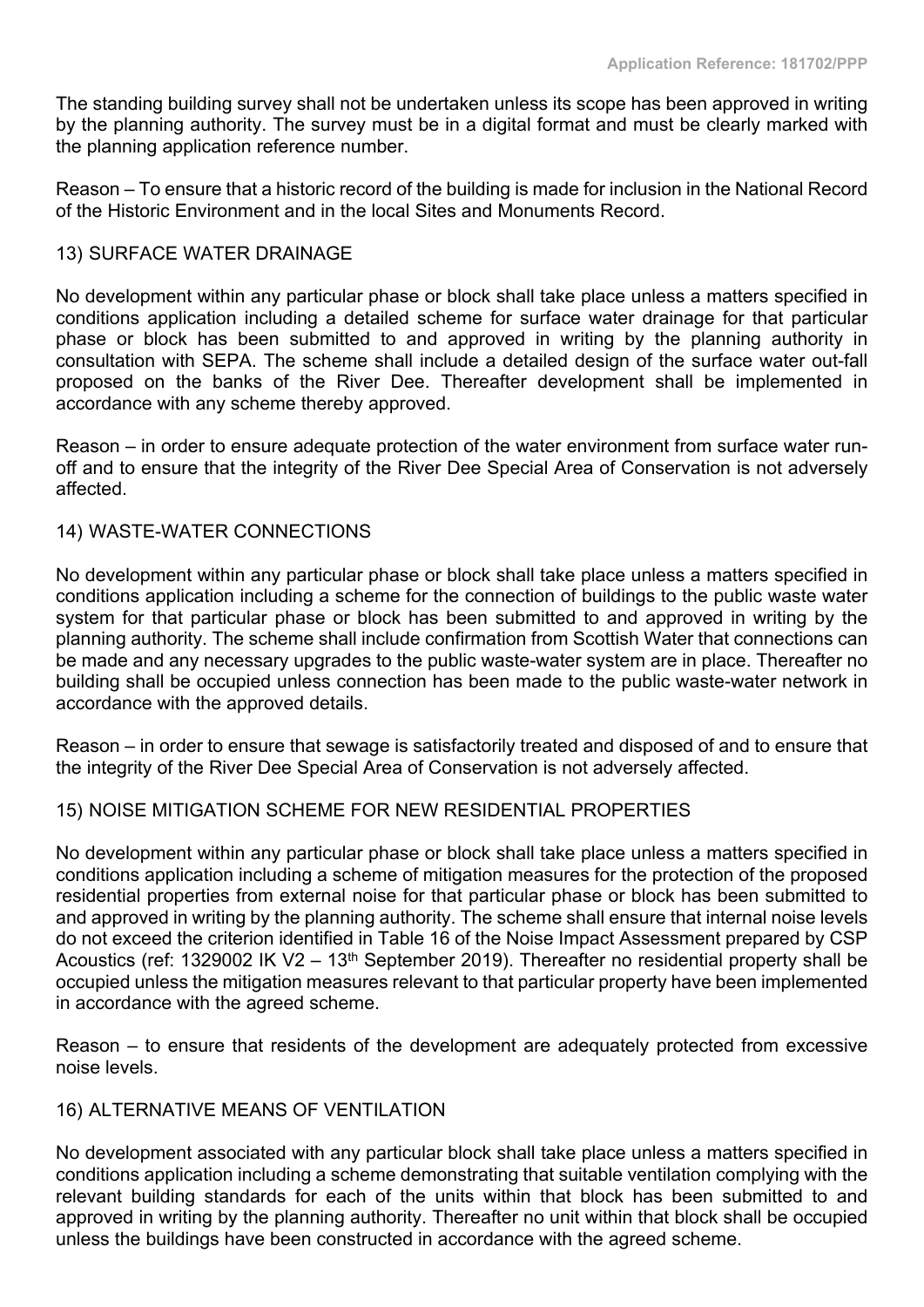The standing building survey shall not be undertaken unless its scope has been approved in writing by the planning authority. The survey must be in a digital format and must be clearly marked with the planning application reference number.

Reason – To ensure that a historic record of the building is made for inclusion in the National Record of the Historic Environment and in the local Sites and Monuments Record.

13) SURFACE WATER DRAINAGE

No development within any particular phase or block shall take place unless a matters specified in conditions application including a detailed scheme for surface water drainage for that particular phase or block has been submitted to and approved in writing by the planning authority in consultation with SEPA. The scheme shall include a detailed design of the surface water out-fall proposed on the banks of the River Dee. Thereafter development shall be implemented in accordance with any scheme thereby approved.

Reason – in order to ensure adequate protection of the water environment from surface water run-off and to ensure that the integrity of the River Dee Special Area of Conservation is not adversely affected.

14) WASTE-WATER CONNECTIONS

No development within any particular phase or block shall take place unless a matters specified in conditions application including a scheme for the connection of buildings to the public waste water system for that particular phase or block has been submitted to and approved in writing by the planning authority. The scheme shall include confirmation from Scottish Water that connections can be made and any necessary upgrades to the public waste-water system are in place. Thereafter no building shall be occupied unless connection has been made to the public waste-water network in accordance with the approved details.

Reason – in order to ensure that sewage is satisfactorily treated and disposed of and to ensure that the integrity of the River Dee Special Area of Conservation is not adversely affected.

15) NOISE MITIGATION SCHEME FOR NEW RESIDENTIAL PROPERTIES

No development within any particular phase or block shall take place unless a matters specified in conditions application including a scheme of mitigation measures for the protection of the proposed residential properties from external noise for that particular phase or block has been submitted to and approved in writing by the planning authority. The scheme shall ensure that internal noise levels do not exceed the criterion identified in Table 16 of the Noise Impact Assessment prepared by CSP Acoustics (ref: 1329002 IK V2 – 13th September 2019). Thereafter no residential property shall be occupied unless the mitigation measures relevant to that particular property have been implemented in accordance with the agreed scheme.

Reason – to ensure that residents of the development are adequately protected from excessive noise levels.

16) ALTERNATIVE MEANS OF VENTILATION

No development associated with any particular block shall take place unless a matters specified in conditions application including a scheme demonstrating that suitable ventilation complying with the relevant building standards for each of the units within that block has been submitted to and approved in writing by the planning authority. Thereafter no unit within that block shall be occupied unless the buildings have been constructed in accordance with the agreed scheme.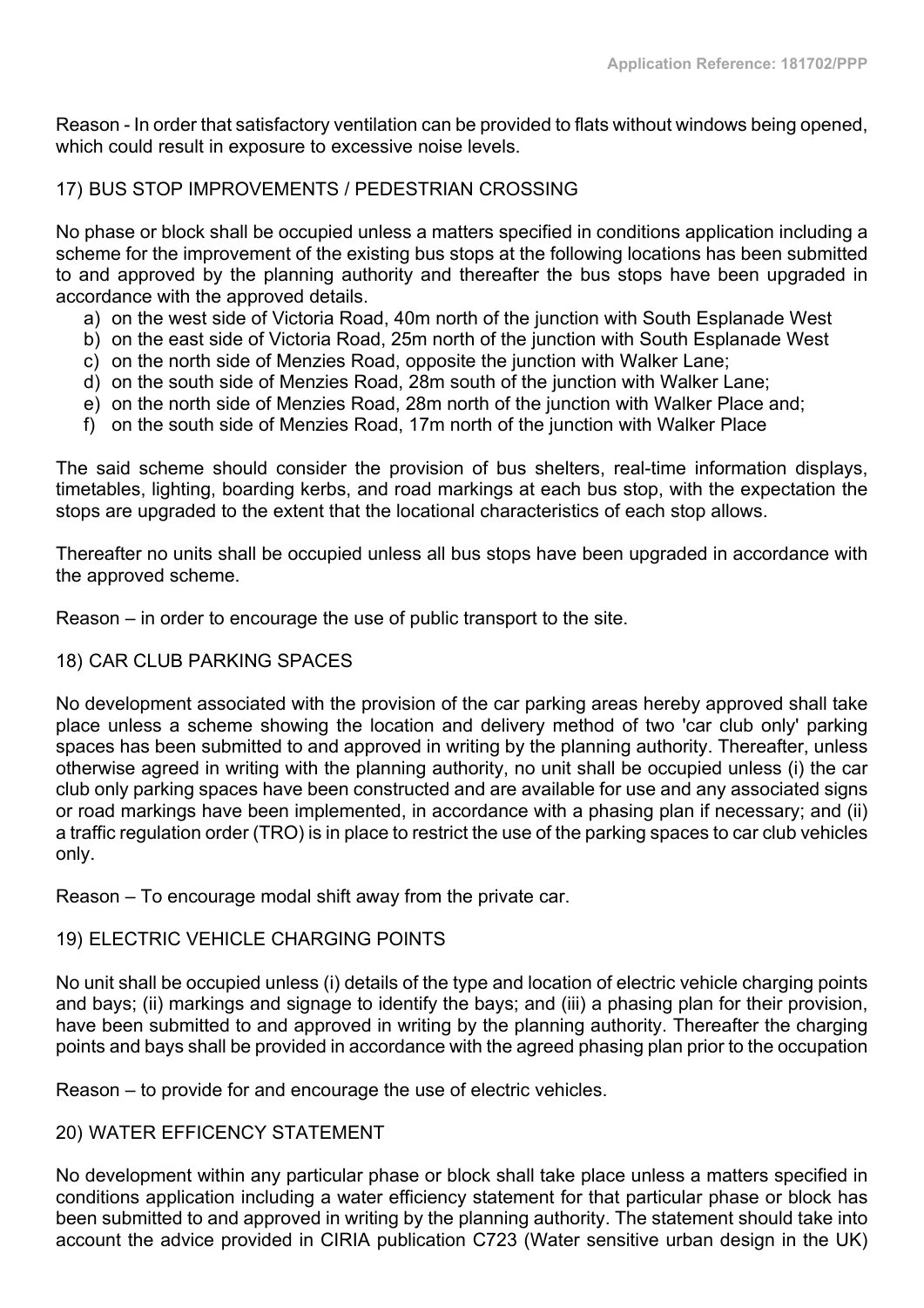Reason - In order that satisfactory ventilation can be provided to flats without windows being opened, which could result in exposure to excessive noise levels.

17) BUS STOP IMPROVEMENTS / PEDESTRIAN CROSSING

No phase or block shall be occupied unless a matters specified in conditions application including a scheme for the improvement of the existing bus stops at the following locations has been submitted to and approved by the planning authority and thereafter the bus stops have been upgraded in accordance with the approved details.

a) on the west side of Victoria Road, 40m north of the junction with South Esplanade West
b) on the east side of Victoria Road, 25m north of the junction with South Esplanade West
c) on the north side of Menzies Road, opposite the junction with Walker Lane;
d) on the south side of Menzies Road, 28m south of the junction with Walker Lane;
e) on the north side of Menzies Road, 28m north of the junction with Walker Place and;
f) on the south side of Menzies Road, 17m north of the junction with Walker Place

The said scheme should consider the provision of bus shelters, real-time information displays, timetables, lighting, boarding kerbs, and road markings at each bus stop, with the expectation the stops are upgraded to the extent that the locational characteristics of each stop allows.

Thereafter no units shall be occupied unless all bus stops have been upgraded in accordance with the approved scheme.

Reason – in order to encourage the use of public transport to the site.

18) CAR CLUB PARKING SPACES

No development associated with the provision of the car parking areas hereby approved shall take place unless a scheme showing the location and delivery method of two 'car club only' parking spaces has been submitted to and approved in writing by the planning authority. Thereafter, unless otherwise agreed in writing with the planning authority, no unit shall be occupied unless (i) the car club only parking spaces have been constructed and are available for use and any associated signs or road markings have been implemented, in accordance with a phasing plan if necessary; and (ii) a traffic regulation order (TRO) is in place to restrict the use of the parking spaces to car club vehicles only.

Reason – To encourage modal shift away from the private car.

19) ELECTRIC VEHICLE CHARGING POINTS

No unit shall be occupied unless (i) details of the type and location of electric vehicle charging points and bays; (ii) markings and signage to identify the bays; and (iii) a phasing plan for their provision, have been submitted to and approved in writing by the planning authority. Thereafter the charging points and bays shall be provided in accordance with the agreed phasing plan prior to the occupation

Reason – to provide for and encourage the use of electric vehicles.

20) WATER EFFICENCY STATEMENT

No development within any particular phase or block shall take place unless a matters specified in conditions application including a water efficiency statement for that particular phase or block has been submitted to and approved in writing by the planning authority. The statement should take into account the advice provided in CIRIA publication C723 (Water sensitive urban design in the UK)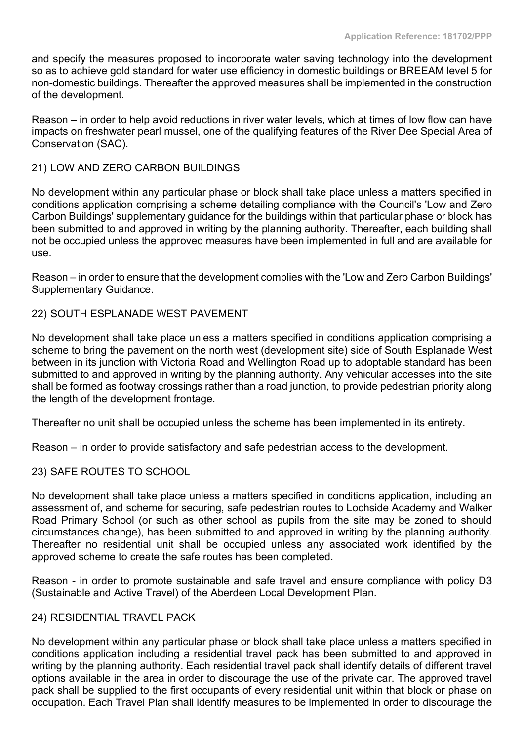and specify the measures proposed to incorporate water saving technology into the development so as to achieve gold standard for water use efficiency in domestic buildings or BREEAM level 5 for non-domestic buildings. Thereafter the approved measures shall be implemented in the construction of the development.

Reason – in order to help avoid reductions in river water levels, which at times of low flow can have impacts on freshwater pearl mussel, one of the qualifying features of the River Dee Special Area of Conservation (SAC).

21) LOW AND ZERO CARBON BUILDINGS

No development within any particular phase or block shall take place unless a matters specified in conditions application comprising a scheme detailing compliance with the Council's 'Low and Zero Carbon Buildings' supplementary guidance for the buildings within that particular phase or block has been submitted to and approved in writing by the planning authority. Thereafter, each building shall not be occupied unless the approved measures have been implemented in full and are available for use.

Reason – in order to ensure that the development complies with the 'Low and Zero Carbon Buildings' Supplementary Guidance.

22) SOUTH ESPLANADE WEST PAVEMENT

No development shall take place unless a matters specified in conditions application comprising a scheme to bring the pavement on the north west (development site) side of South Esplanade West between in its junction with Victoria Road and Wellington Road up to adoptable standard has been submitted to and approved in writing by the planning authority. Any vehicular accesses into the site shall be formed as footway crossings rather than a road junction, to provide pedestrian priority along the length of the development frontage.

Thereafter no unit shall be occupied unless the scheme has been implemented in its entirety.

Reason – in order to provide satisfactory and safe pedestrian access to the development.

23) SAFE ROUTES TO SCHOOL

No development shall take place unless a matters specified in conditions application, including an assessment of, and scheme for securing, safe pedestrian routes to Lochside Academy and Walker Road Primary School (or such as other school as pupils from the site may be zoned to should circumstances change), has been submitted to and approved in writing by the planning authority. Thereafter no residential unit shall be occupied unless any associated work identified by the approved scheme to create the safe routes has been completed.

Reason - in order to promote sustainable and safe travel and ensure compliance with policy D3 (Sustainable and Active Travel) of the Aberdeen Local Development Plan.

24) RESIDENTIAL TRAVEL PACK

No development within any particular phase or block shall take place unless a matters specified in conditions application including a residential travel pack has been submitted to and approved in writing by the planning authority. Each residential travel pack shall identify details of different travel options available in the area in order to discourage the use of the private car. The approved travel pack shall be supplied to the first occupants of every residential unit within that block or phase on occupation. Each Travel Plan shall identify measures to be implemented in order to discourage the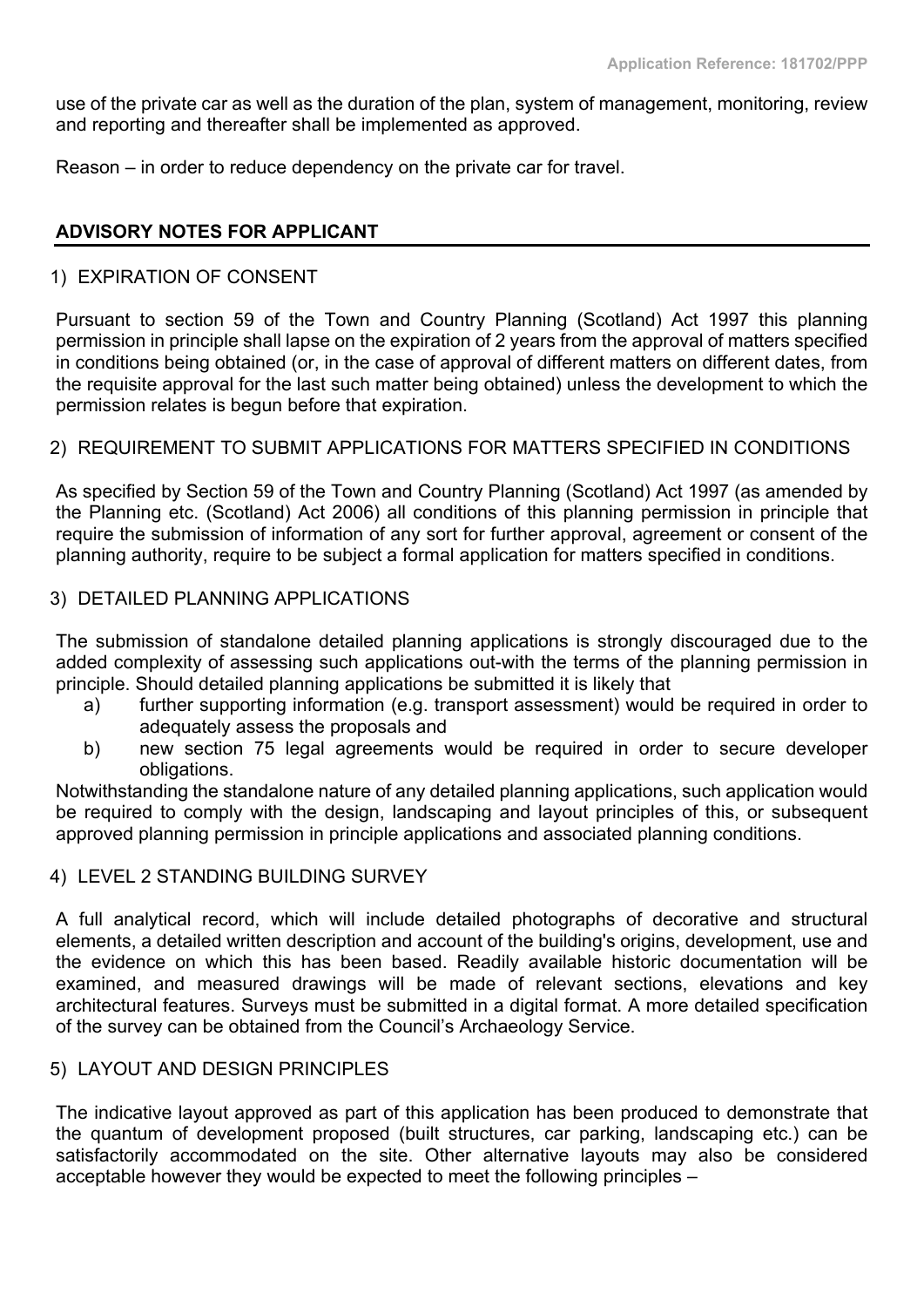use of the private car as well as the duration of the plan, system of management, monitoring, review and reporting and thereafter shall be implemented as approved.

Reason – in order to reduce dependency on the private car for travel.

## ADVISORY NOTES FOR APPLICANT

1) EXPIRATION OF CONSENT

Pursuant to section 59 of the Town and Country Planning (Scotland) Act 1997 this planning permission in principle shall lapse on the expiration of 2 years from the approval of matters specified in conditions being obtained (or, in the case of approval of different matters on different dates, from the requisite approval for the last such matter being obtained) unless the development to which the permission relates is begun before that expiration.

2) REQUIREMENT TO SUBMIT APPLICATIONS FOR MATTERS SPECIFIED IN CONDITIONS

As specified by Section 59 of the Town and Country Planning (Scotland) Act 1997 (as amended by the Planning etc. (Scotland) Act 2006) all conditions of this planning permission in principle that require the submission of information of any sort for further approval, agreement or consent of the planning authority, require to be subject a formal application for matters specified in conditions.

3) DETAILED PLANNING APPLICATIONS

The submission of standalone detailed planning applications is strongly discouraged due to the added complexity of assessing such applications out-with the terms of the planning permission in principle. Should detailed planning applications be submitted it is likely that

a) further supporting information (e.g. transport assessment) would be required in order to adequately assess the proposals and
b) new section 75 legal agreements would be required in order to secure developer obligations.

Notwithstanding the standalone nature of any detailed planning applications, such application would be required to comply with the design, landscaping and layout principles of this, or subsequent approved planning permission in principle applications and associated planning conditions.

4) LEVEL 2 STANDING BUILDING SURVEY

A full analytical record, which will include detailed photographs of decorative and structural elements, a detailed written description and account of the building's origins, development, use and the evidence on which this has been based. Readily available historic documentation will be examined, and measured drawings will be made of relevant sections, elevations and key architectural features. Surveys must be submitted in a digital format. A more detailed specification of the survey can be obtained from the Council's Archaeology Service.

5) LAYOUT AND DESIGN PRINCIPLES

The indicative layout approved as part of this application has been produced to demonstrate that the quantum of development proposed (built structures, car parking, landscaping etc.) can be satisfactorily accommodated on the site. Other alternative layouts may also be considered acceptable however they would be expected to meet the following principles –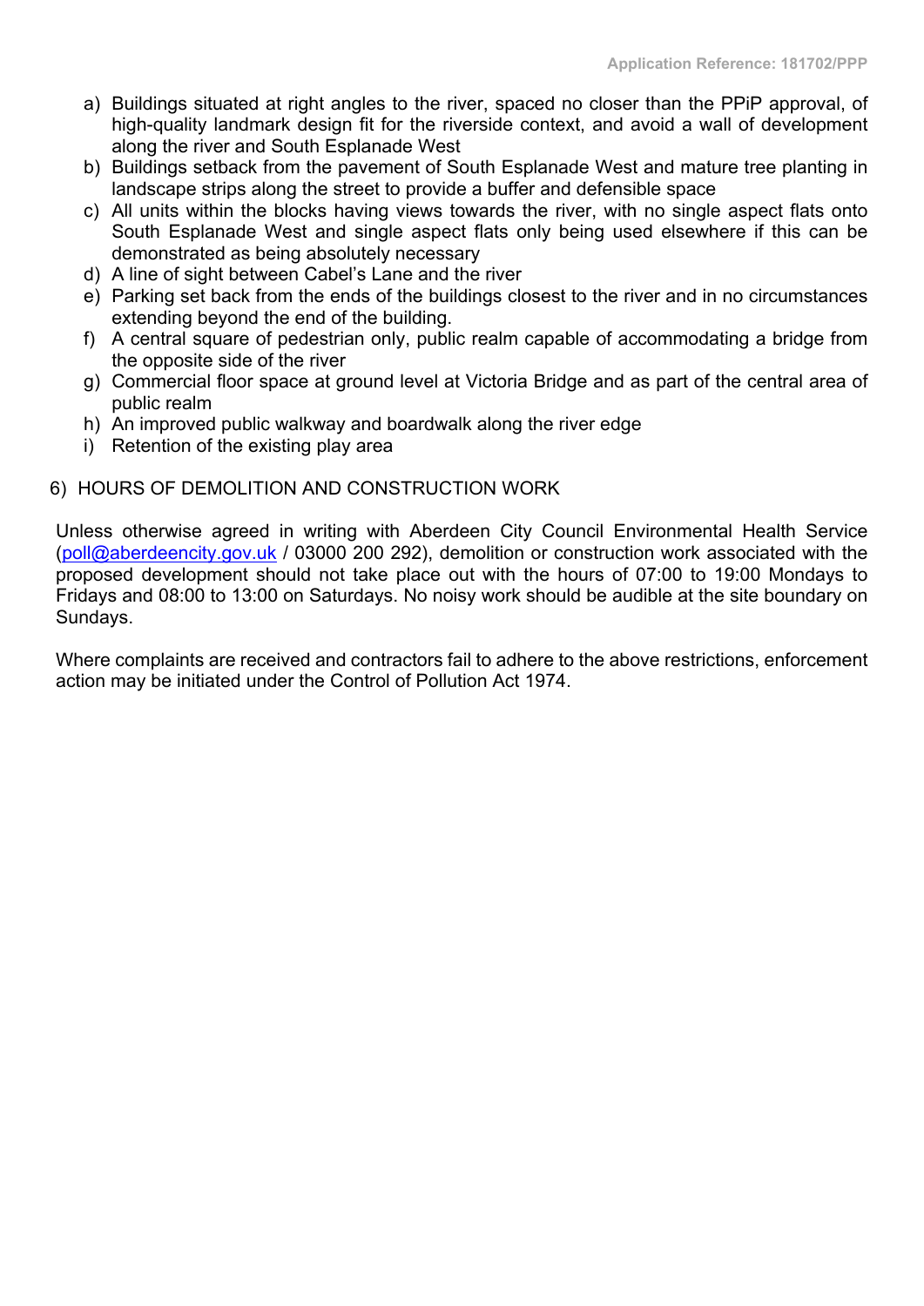a) Buildings situated at right angles to the river, spaced no closer than the PPiP approval, of high-quality landmark design fit for the riverside context, and avoid a wall of development along the river and South Esplanade West
b) Buildings setback from the pavement of South Esplanade West and mature tree planting in landscape strips along the street to provide a buffer and defensible space
c) All units within the blocks having views towards the river, with no single aspect flats onto South Esplanade West and single aspect flats only being used elsewhere if this can be demonstrated as being absolutely necessary
d) A line of sight between Cabel's Lane and the river
e) Parking set back from the ends of the buildings closest to the river and in no circumstances extending beyond the end of the building.
f) A central square of pedestrian only, public realm capable of accommodating a bridge from the opposite side of the river
g) Commercial floor space at ground level at Victoria Bridge and as part of the central area of public realm
h) An improved public walkway and boardwalk along the river edge
i) Retention of the existing play area

6) HOURS OF DEMOLITION AND CONSTRUCTION WORK

Unless otherwise agreed in writing with Aberdeen City Council Environmental Health Service (poll@aberdeencity.gov.uk / 03000 200 292), demolition or construction work associated with the proposed development should not take place out with the hours of 07:00 to 19:00 Mondays to Fridays and 08:00 to 13:00 on Saturdays. No noisy work should be audible at the site boundary on Sundays.

Where complaints are received and contractors fail to adhere to the above restrictions, enforcement action may be initiated under the Control of Pollution Act 1974.